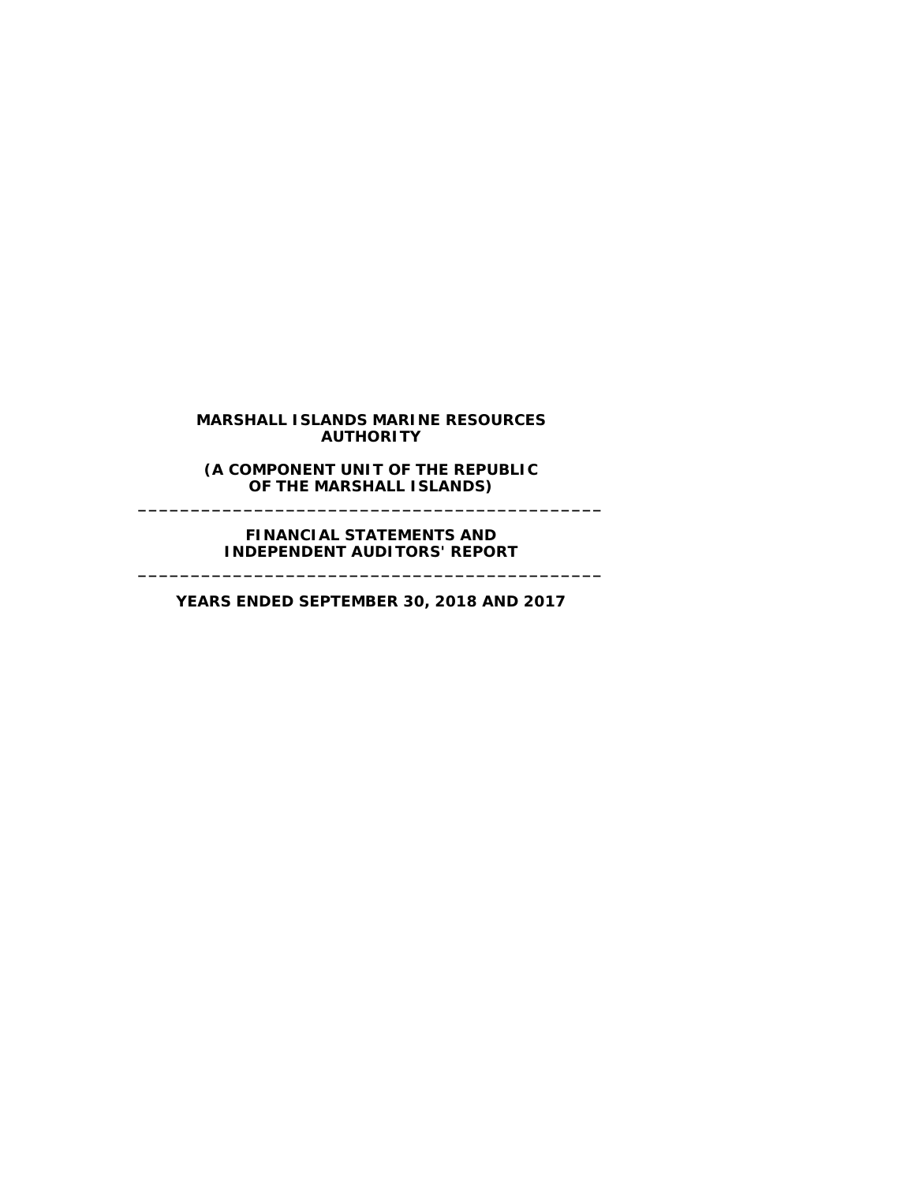**MARSHALL ISLANDS MARINE RESOURCES AUTHORITY**

**(A COMPONENT UNIT OF THE REPUBLIC OF THE MARSHALL ISLANDS)**

---

**FINANCIAL STATEMENTS AND INDEPENDENT AUDITORS' REPORT**

---

**YEARS ENDED SEPTEMBER 30, 2018 AND 2017**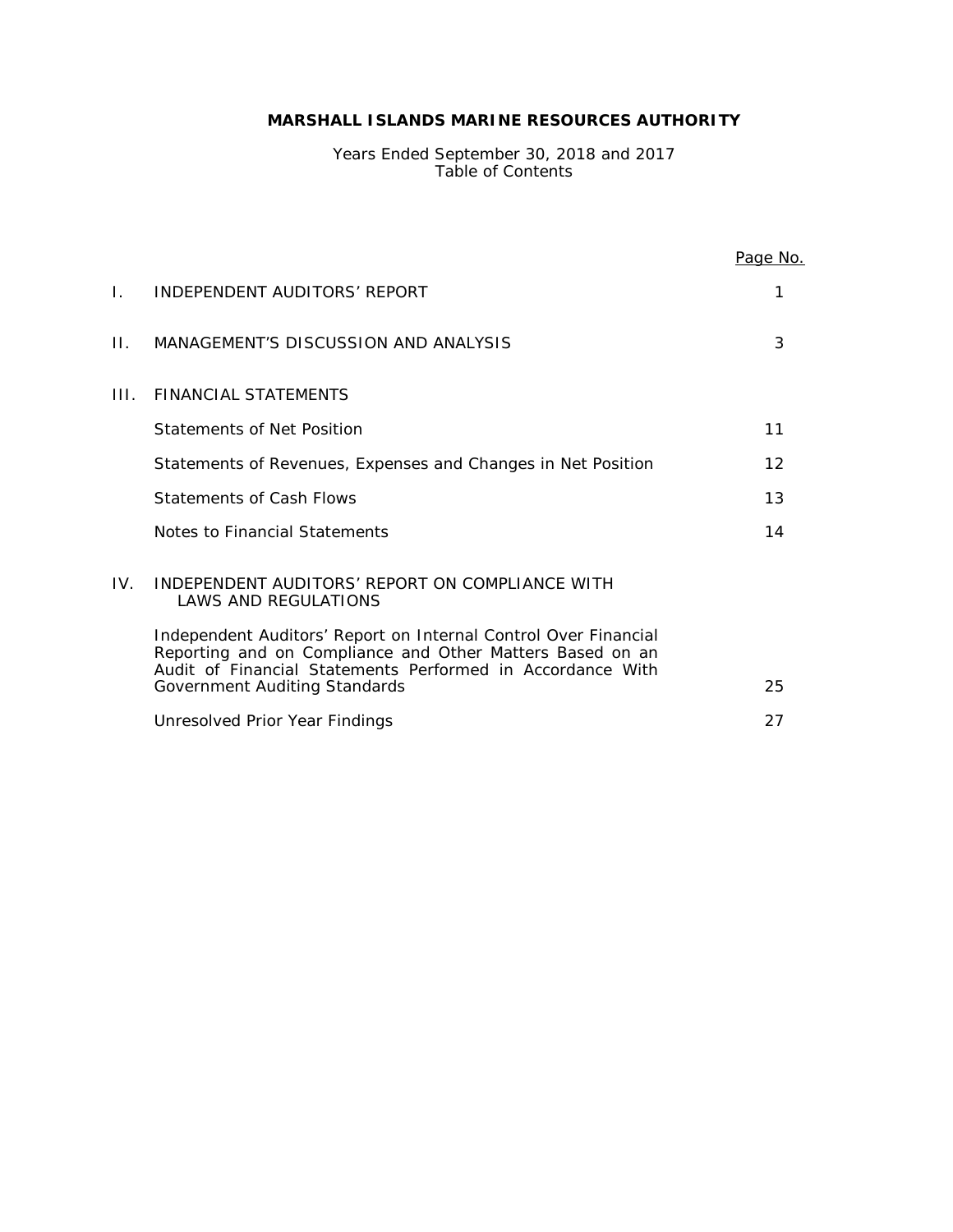# MARSHALL ISLANDS MARINE RESOURCES AUTHORITY

Years Ended September 30, 2018 and 2017
Table of Contents

| | | Page No. |
|---|---|---|
| I. | INDEPENDENT AUDITORS' REPORT | 1 |
| II. | MANAGEMENT'S DISCUSSION AND ANALYSIS | 3 |
| III. | FINANCIAL STATEMENTS | |
| | Statements of Net Position | 11 |
| | Statements of Revenues, Expenses and Changes in Net Position | 12 |
| | Statements of Cash Flows | 13 |
| | Notes to Financial Statements | 14 |
| IV. | INDEPENDENT AUDITORS' REPORT ON COMPLIANCE WITH LAWS AND REGULATIONS | |
| | Independent Auditors' Report on Internal Control Over Financial Reporting and on Compliance and Other Matters Based on an Audit of Financial Statements Performed in Accordance With Government Auditing Standards | 25 |
| | Unresolved Prior Year Findings | 27 |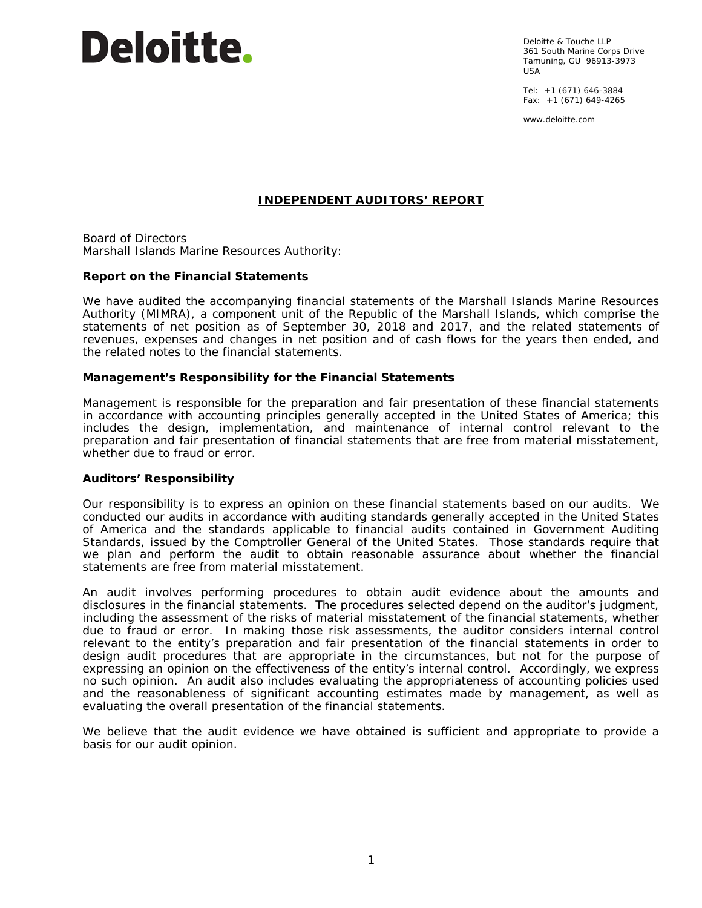# Deloitte.

Deloitte & Touche LLP
361 South Marine Corps Drive
Tamuning, GU 96913-3973
USA

Tel: +1 (671) 646-3884
Fax: +1 (671) 649-4265

www.deloitte.com

## INDEPENDENT AUDITORS' REPORT

Board of Directors
Marshall Islands Marine Resources Authority:

### Report on the Financial Statements

We have audited the accompanying financial statements of the Marshall Islands Marine Resources Authority (MIMRA), a component unit of the Republic of the Marshall Islands, which comprise the statements of net position as of September 30, 2018 and 2017, and the related statements of revenues, expenses and changes in net position and of cash flows for the years then ended, and the related notes to the financial statements.

### Management's Responsibility for the Financial Statements

Management is responsible for the preparation and fair presentation of these financial statements in accordance with accounting principles generally accepted in the United States of America; this includes the design, implementation, and maintenance of internal control relevant to the preparation and fair presentation of financial statements that are free from material misstatement, whether due to fraud or error.

### Auditors' Responsibility

Our responsibility is to express an opinion on these financial statements based on our audits. We conducted our audits in accordance with auditing standards generally accepted in the United States of America and the standards applicable to financial audits contained in Government Auditing Standards, issued by the Comptroller General of the United States. Those standards require that we plan and perform the audit to obtain reasonable assurance about whether the financial statements are free from material misstatement.

An audit involves performing procedures to obtain audit evidence about the amounts and disclosures in the financial statements. The procedures selected depend on the auditor's judgment, including the assessment of the risks of material misstatement of the financial statements, whether due to fraud or error. In making those risk assessments, the auditor considers internal control relevant to the entity's preparation and fair presentation of the financial statements in order to design audit procedures that are appropriate in the circumstances, but not for the purpose of expressing an opinion on the effectiveness of the entity's internal control. Accordingly, we express no such opinion. An audit also includes evaluating the appropriateness of accounting policies used and the reasonableness of significant accounting estimates made by management, as well as evaluating the overall presentation of the financial statements.

We believe that the audit evidence we have obtained is sufficient and appropriate to provide a basis for our audit opinion.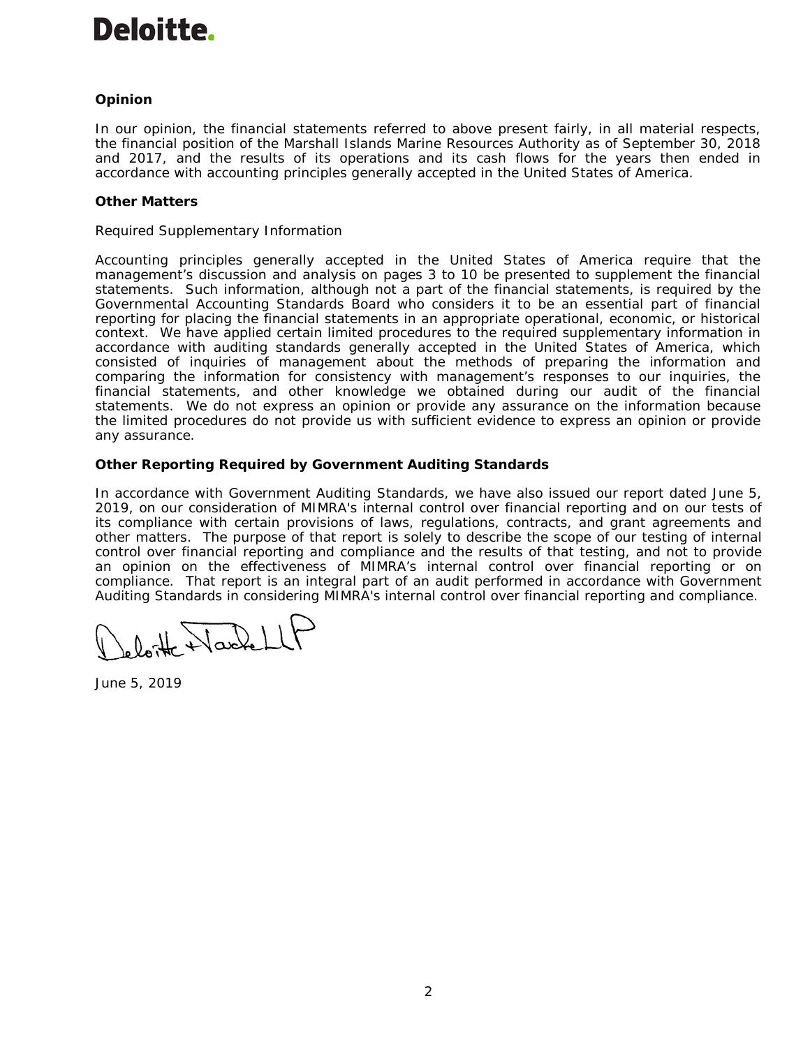**Deloitte.**

### Opinion

In our opinion, the financial statements referred to above present fairly, in all material respects, the financial position of the Marshall Islands Marine Resources Authority as of September 30, 2018 and 2017, and the results of its operations and its cash flows for the years then ended in accordance with accounting principles generally accepted in the United States of America.

### Other Matters

Required Supplementary Information

Accounting principles generally accepted in the United States of America require that the management's discussion and analysis on pages 3 to 10 be presented to supplement the financial statements. Such information, although not a part of the financial statements, is required by the Governmental Accounting Standards Board who considers it to be an essential part of financial reporting for placing the financial statements in an appropriate operational, economic, or historical context. We have applied certain limited procedures to the required supplementary information in accordance with auditing standards generally accepted in the United States of America, which consisted of inquiries of management about the methods of preparing the information and comparing the information for consistency with management's responses to our inquiries, the financial statements, and other knowledge we obtained during our audit of the financial statements. We do not express an opinion or provide any assurance on the information because the limited procedures do not provide us with sufficient evidence to express an opinion or provide any assurance.

### Other Reporting Required by Government Auditing Standards

In accordance with Government Auditing Standards, we have also issued our report dated June 5, 2019, on our consideration of MIMRA's internal control over financial reporting and on our tests of its compliance with certain provisions of laws, regulations, contracts, and grant agreements and other matters. The purpose of that report is solely to describe the scope of our testing of internal control over financial reporting and compliance and the results of that testing, and not to provide an opinion on the effectiveness of MIMRA's internal control over financial reporting or on compliance. That report is an integral part of an audit performed in accordance with Government Auditing Standards in considering MIMRA's internal control over financial reporting and compliance.

Deloitte & Touche LLP

June 5, 2019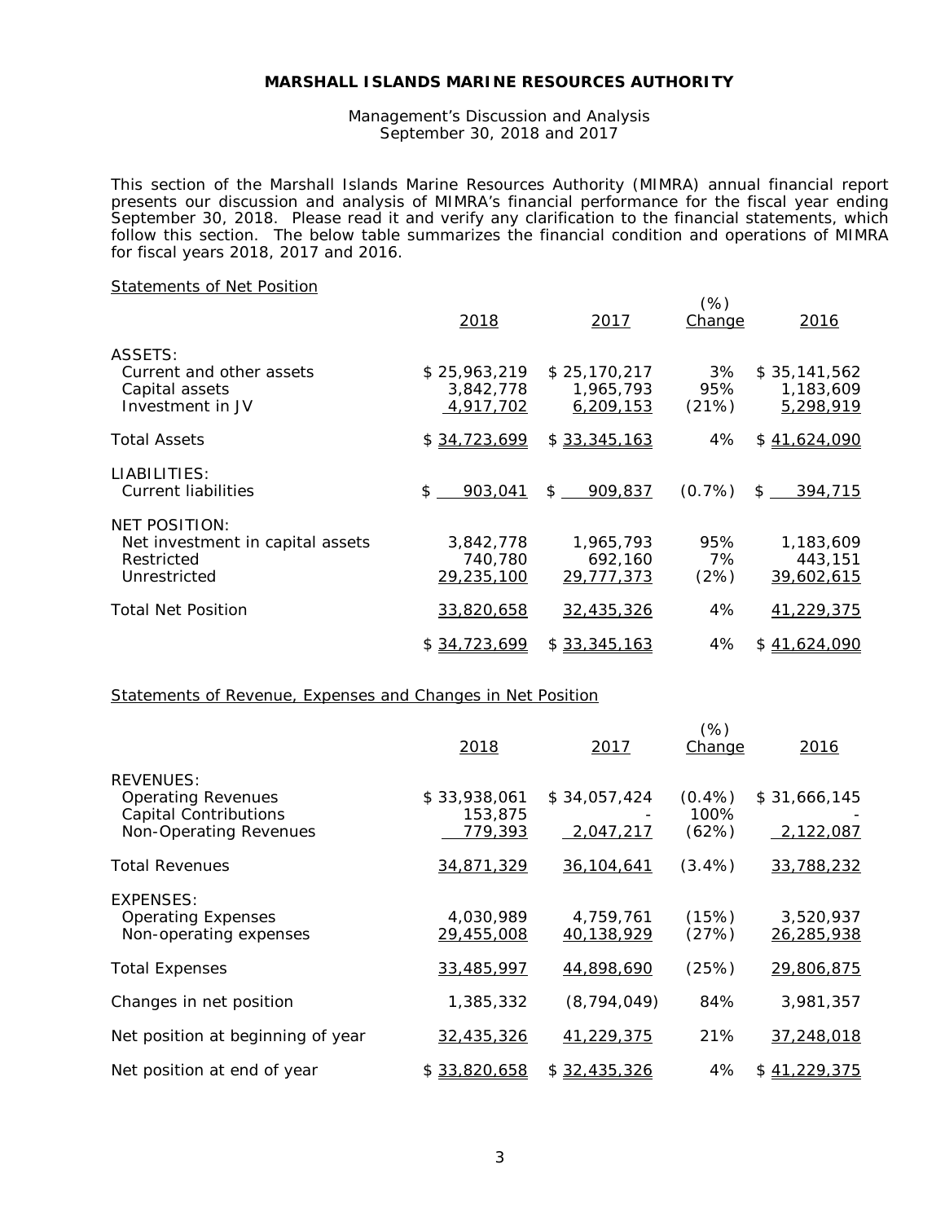**MARSHALL ISLANDS MARINE RESOURCES AUTHORITY**

Management's Discussion and Analysis
September 30, 2018 and 2017

This section of the Marshall Islands Marine Resources Authority (MIMRA) annual financial report presents our discussion and analysis of MIMRA's financial performance for the fiscal year ending September 30, 2018. Please read it and verify any clarification to the financial statements, which follow this section. The below table summarizes the financial condition and operations of MIMRA for fiscal years 2018, 2017 and 2016.

Statements of Net Position

| | 2018 | 2017 | (%) Change | 2016 |
|---|---|---|---|---|
| ASSETS: | | | | |
| Current and other assets | $ 25,963,219 | $ 25,170,217 | 3% | $ 35,141,562 |
| Capital assets | 3,842,778 | 1,965,793 | 95% | 1,183,609 |
| Investment in JV | 4,917,702 | 6,209,153 | (21%) | 5,298,919 |
| Total Assets | $ 34,723,699 | $ 33,345,163 | 4% | $ 41,624,090 |
| LIABILITIES: | | | | |
| Current liabilities | $ 903,041 | $ 909,837 | (0.7%) | $ 394,715 |
| NET POSITION: | | | | |
| Net investment in capital assets | 3,842,778 | 1,965,793 | 95% | 1,183,609 |
| Restricted | 740,780 | 692,160 | 7% | 443,151 |
| Unrestricted | 29,235,100 | 29,777,373 | (2%) | 39,602,615 |
| Total Net Position | 33,820,658 | 32,435,326 | 4% | 41,229,375 |
| | $ 34,723,699 | $ 33,345,163 | 4% | $ 41,624,090 |

Statements of Revenue, Expenses and Changes in Net Position

| | 2018 | 2017 | (%) Change | 2016 |
|---|---|---|---|---|
| REVENUES: | | | | |
| Operating Revenues | $ 33,938,061 | $ 34,057,424 | (0.4%) | $ 31,666,145 |
| Capital Contributions | 153,875 | - | 100% | - |
| Non-Operating Revenues | 779,393 | 2,047,217 | (62%) | 2,122,087 |
| Total Revenues | 34,871,329 | 36,104,641 | (3.4%) | 33,788,232 |
| EXPENSES: | | | | |
| Operating Expenses | 4,030,989 | 4,759,761 | (15%) | 3,520,937 |
| Non-operating expenses | 29,455,008 | 40,138,929 | (27%) | 26,285,938 |
| Total Expenses | 33,485,997 | 44,898,690 | (25%) | 29,806,875 |
| Changes in net position | 1,385,332 | (8,794,049) | 84% | 3,981,357 |
| Net position at beginning of year | 32,435,326 | 41,229,375 | 21% | 37,248,018 |
| Net position at end of year | $ 33,820,658 | $ 32,435,326 | 4% | $ 41,229,375 |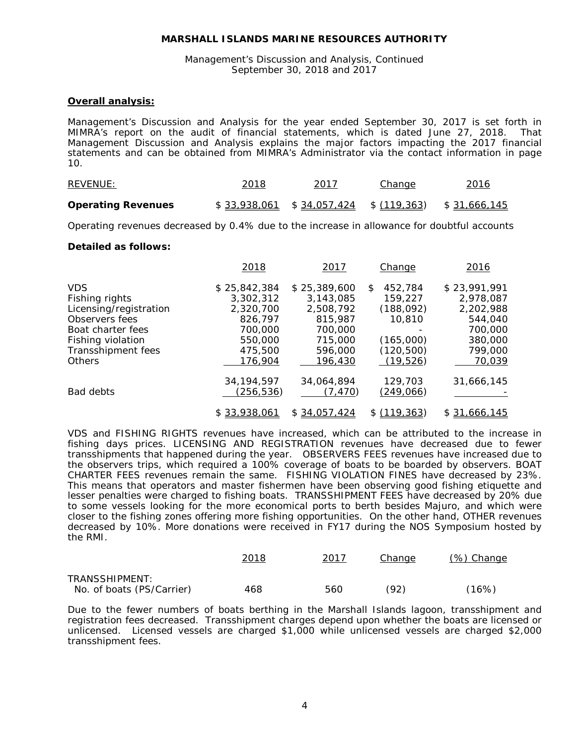**MARSHALL ISLANDS MARINE RESOURCES AUTHORITY**

Management's Discussion and Analysis, Continued
September 30, 2018 and 2017

**Overall analysis:**

Management's Discussion and Analysis for the year ended September 30, 2017 is set forth in MIMRA's report on the audit of financial statements, which is dated June 27, 2018. That Management Discussion and Analysis explains the major factors impacting the 2017 financial statements and can be obtained from MIMRA's Administrator via the contact information in page 10.

| REVENUE: | 2018 | 2017 | Change | 2016 |
|---|---|---|---|---|
| **Operating Revenues** | $ 33,938,061 | $ 34,057,424 | $ (119,363) | $ 31,666,145 |

Operating revenues decreased by 0.4% due to the increase in allowance for doubtful accounts

**Detailed as follows:**

| | 2018 | 2017 | Change | 2016 |
|---|---|---|---|---|
| VDS | $ 25,842,384 | $ 25,389,600 | $ 452,784 | $ 23,991,991 |
| Fishing rights | 3,302,312 | 3,143,085 | 159,227 | 2,978,087 |
| Licensing/registration | 2,320,700 | 2,508,792 | (188,092) | 2,202,988 |
| Observers fees | 826,797 | 815,987 | 10,810 | 544,040 |
| Boat charter fees | 700,000 | 700,000 | - | 700,000 |
| Fishing violation | 550,000 | 715,000 | (165,000) | 380,000 |
| Transshipment fees | 475,500 | 596,000 | (120,500) | 799,000 |
| Others | 176,904 | 196,430 | (19,526) | 70,039 |
| | 34,194,597 | 34,064,894 | 129,703 | 31,666,145 |
| Bad debts | (256,536) | (7,470) | (249,066) | - |
| | $ 33,938,061 | $ 34,057,424 | $ (119,363) | $ 31,666,145 |

VDS and FISHING RIGHTS revenues have increased, which can be attributed to the increase in fishing days prices. LICENSING AND REGISTRATION revenues have decreased due to fewer transshipments that happened during the year. OBSERVERS FEES revenues have increased due to the observers trips, which required a 100% coverage of boats to be boarded by observers. BOAT CHARTER FEES revenues remain the same. FISHING VIOLATION FINES have decreased by 23%. This means that operators and master fishermen have been observing good fishing etiquette and lesser penalties were charged to fishing boats. TRANSSHIPMENT FEES have decreased by 20% due to some vessels looking for the more economical ports to berth besides Majuro, and which were closer to the fishing zones offering more fishing opportunities. On the other hand, OTHER revenues decreased by 10%. More donations were received in FY17 during the NOS Symposium hosted by the RMI.

| | 2018 | 2017 | Change | (%) Change |
|---|---|---|---|---|
| TRANSSHIPMENT: | | | | |
| No. of boats (PS/Carrier) | 468 | 560 | (92) | (16%) |

Due to the fewer numbers of boats berthing in the Marshall Islands lagoon, transshipment and registration fees decreased. Transshipment charges depend upon whether the boats are licensed or unlicensed. Licensed vessels are charged $1,000 while unlicensed vessels are charged $2,000 transshipment fees.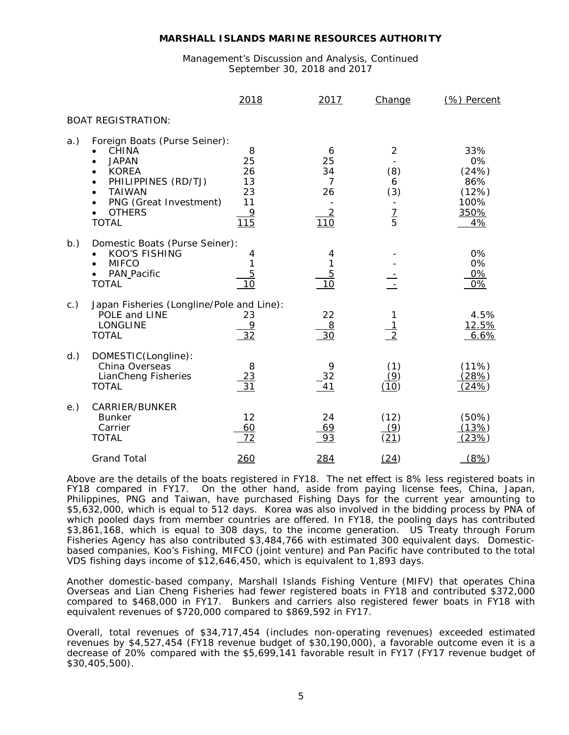**MARSHALL ISLANDS MARINE RESOURCES AUTHORITY**

Management's Discussion and Analysis, Continued
September 30, 2018 and 2017

| | | 2018 | 2017 | Change | (%) Percent |
|---|---|---|---|---|---|
| | BOAT REGISTRATION: | | | | |
| a.) | Foreign Boats (Purse Seiner): | | | | |
| | • CHINA | 8 | 6 | 2 | 33% |
| | • JAPAN | 25 | 25 | - | 0% |
| | • KOREA | 26 | 34 | (8) | (24%) |
| | • PHILIPPINES (RD/TJ) | 13 | 7 | 6 | 86% |
| | • TAIWAN | 23 | 26 | (3) | (12%) |
| | • PNG (Great Investment) | 11 | - | - | 100% |
| | • OTHERS | 9 | 2 | 7 | 350% |
| | TOTAL | 115 | 110 | 5 | 4% |
| b.) | Domestic Boats (Purse Seiner): | | | | |
| | • KOO'S FISHING | 4 | 4 | - | 0% |
| | • MIFCO | 1 | 1 | - | 0% |
| | • PAN Pacific | 5 | 5 | - | 0% |
| | TOTAL | 10 | 10 | - | 0% |
| c.) | Japan Fisheries (Longline/Pole and Line): | | | | |
| | POLE and LINE | 23 | 22 | 1 | 4.5% |
| | LONGLINE | 9 | 8 | 1 | 12.5% |
| | TOTAL | 32 | 30 | 2 | 6.6% |
| d.) | DOMESTIC(Longline): | | | | |
| | China Overseas | 8 | 9 | (1) | (11%) |
| | LianCheng Fisheries | 23 | 32 | (9) | (28%) |
| | TOTAL | 31 | 41 | (10) | (24%) |
| e.) | CARRIER/BUNKER | | | | |
| | Bunker | 12 | 24 | (12) | (50%) |
| | Carrier | 60 | 69 | (9) | (13%) |
| | TOTAL | 72 | 93 | (21) | (23%) |
| | Grand Total | 260 | 284 | (24) | (8%) |

Above are the details of the boats registered in FY18. The net effect is 8% less registered boats in FY18 compared in FY17. On the other hand, aside from paying license fees, China, Japan, Philippines, PNG and Taiwan, have purchased Fishing Days for the current year amounting to $5,632,000, which is equal to 512 days. Korea was also involved in the bidding process by PNA of which pooled days from member countries are offered. In FY18, the pooling days has contributed $3,861,168, which is equal to 308 days, to the income generation. US Treaty through Forum Fisheries Agency has also contributed $3,484,766 with estimated 300 equivalent days. Domestic-based companies, Koo's Fishing, MIFCO (joint venture) and Pan Pacific have contributed to the total VDS fishing days income of $12,646,450, which is equivalent to 1,893 days.

Another domestic-based company, Marshall Islands Fishing Venture (MIFV) that operates China Overseas and Lian Cheng Fisheries had fewer registered boats in FY18 and contributed $372,000 compared to $468,000 in FY17. Bunkers and carriers also registered fewer boats in FY18 with equivalent revenues of $720,000 compared to $869,592 in FY17.

Overall, total revenues of $34,717,454 (includes non-operating revenues) exceeded estimated revenues by $4,527,454 (FY18 revenue budget of $30,190,000), a favorable outcome even it is a decrease of 20% compared with the $5,699,141 favorable result in FY17 (FY17 revenue budget of $30,405,500).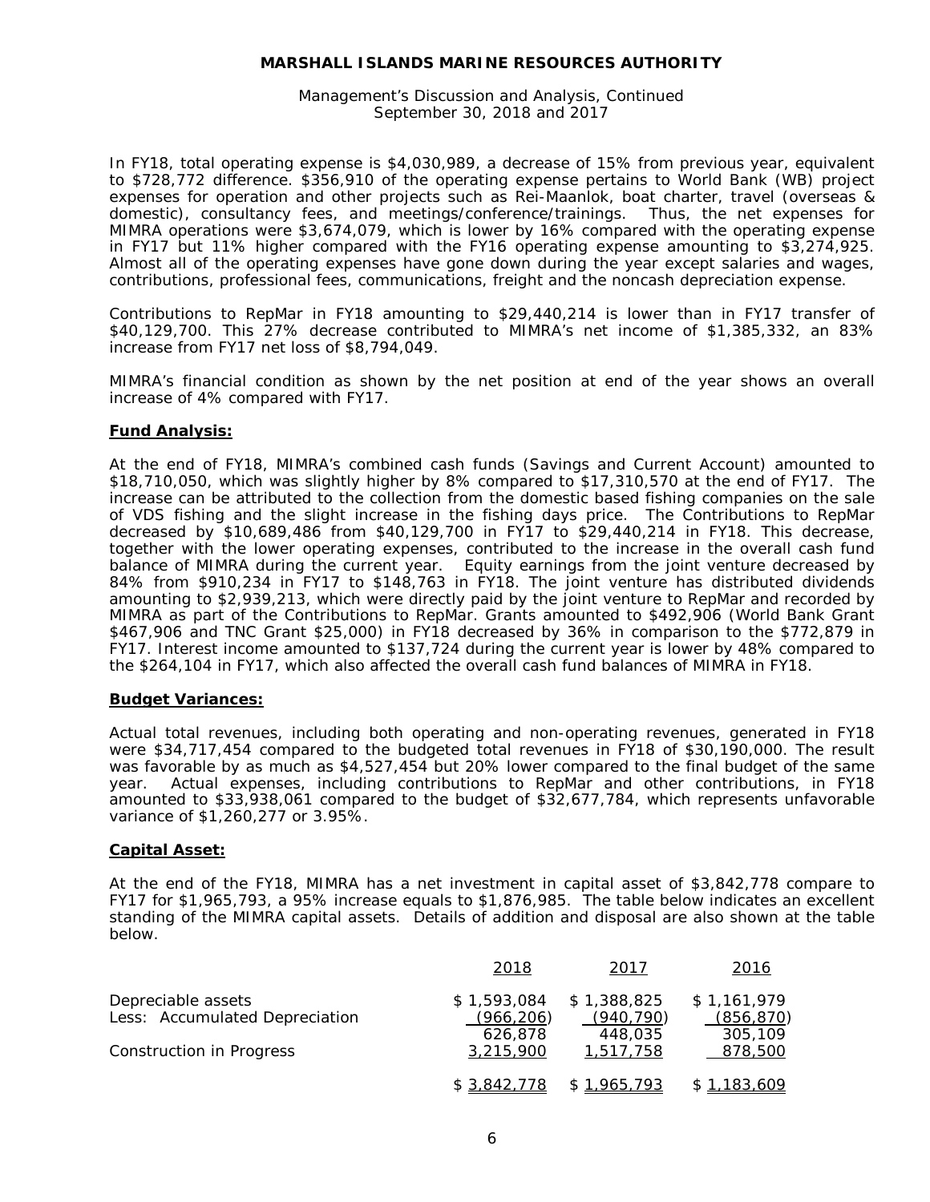In FY18, total operating expense is $4,030,989, a decrease of 15% from previous year, equivalent to $728,772 difference. $356,910 of the operating expense pertains to World Bank (WB) project expenses for operation and other projects such as Rei-Maanlok, boat charter, travel (overseas & domestic), consultancy fees, and meetings/conference/trainings. Thus, the net expenses for MIMRA operations were $3,674,079, which is lower by 16% compared with the operating expense in FY17 but 11% higher compared with the FY16 operating expense amounting to $3,274,925. Almost all of the operating expenses have gone down during the year except salaries and wages, contributions, professional fees, communications, freight and the noncash depreciation expense.

Contributions to RepMar in FY18 amounting to $29,440,214 is lower than in FY17 transfer of $40,129,700. This 27% decrease contributed to MIMRA's net income of $1,385,332, an 83% increase from FY17 net loss of $8,794,049.

MIMRA's financial condition as shown by the net position at end of the year shows an overall increase of 4% compared with FY17.

**Fund Analysis:**

At the end of FY18, MIMRA's combined cash funds (Savings and Current Account) amounted to $18,710,050, which was slightly higher by 8% compared to $17,310,570 at the end of FY17. The increase can be attributed to the collection from the domestic based fishing companies on the sale of VDS fishing and the slight increase in the fishing days price. The Contributions to RepMar decreased by $10,689,486 from $40,129,700 in FY17 to $29,440,214 in FY18. This decrease, together with the lower operating expenses, contributed to the increase in the overall cash fund balance of MIMRA during the current year. Equity earnings from the joint venture decreased by 84% from $910,234 in FY17 to $148,763 in FY18. The joint venture has distributed dividends amounting to $2,939,213, which were directly paid by the joint venture to RepMar and recorded by MIMRA as part of the Contributions to RepMar. Grants amounted to $492,906 (World Bank Grant $467,906 and TNC Grant $25,000) in FY18 decreased by 36% in comparison to the $772,879 in FY17. Interest income amounted to $137,724 during the current year is lower by 48% compared to the $264,104 in FY17, which also affected the overall cash fund balances of MIMRA in FY18.

**Budget Variances:**

Actual total revenues, including both operating and non-operating revenues, generated in FY18 were $34,717,454 compared to the budgeted total revenues in FY18 of $30,190,000. The result was favorable by as much as $4,527,454 but 20% lower compared to the final budget of the same year. Actual expenses, including contributions to RepMar and other contributions, in FY18 amounted to $33,938,061 compared to the budget of $32,677,784, which represents unfavorable variance of $1,260,277 or 3.95%.

**Capital Asset:**

At the end of the FY18, MIMRA has a net investment in capital asset of $3,842,778 compare to FY17 for $1,965,793, a 95% increase equals to $1,876,985. The table below indicates an excellent standing of the MIMRA capital assets. Details of addition and disposal are also shown at the table below.

| | 2018 | 2017 | 2016 |
|---|---|---|---|
| Depreciable assets | $ 1,593,084 | $ 1,388,825 | $ 1,161,979 |
| Less: Accumulated Depreciation | (966,206) | (940,790) | (856,870) |
| | 626,878 | 448,035 | 305,109 |
| Construction in Progress | 3,215,900 | 1,517,758 | 878,500 |
| | $ 3,842,778 | $ 1,965,793 | $ 1,183,609 |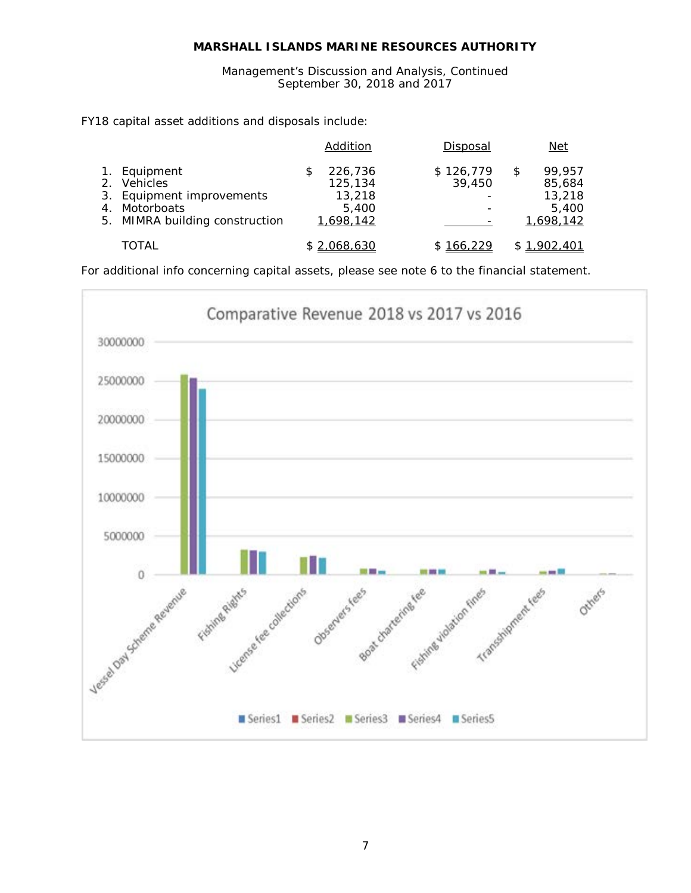MARSHALL ISLANDS MARINE RESOURCES AUTHORITY

Management's Discussion and Analysis, Continued
September 30, 2018 and 2017

FY18 capital asset additions and disposals include:

| | Addition | Disposal | Net |
|---|---|---|---|
| 1. Equipment | $ 226,736 | $ 126,779 | $ 99,957 |
| 2. Vehicles | 125,134 | 39,450 | 85,684 |
| 3. Equipment improvements | 13,218 | - | 13,218 |
| 4. Motorboats | 5,400 | - | 5,400 |
| 5. MIMRA building construction | 1,698,142 | - | 1,698,142 |
| TOTAL | $ 2,068,630 | $ 166,229 | $ 1,902,401 |

For additional info concerning capital assets, please see note 6 to the financial statement.

Comparative Revenue 2018 vs 2017 vs 2016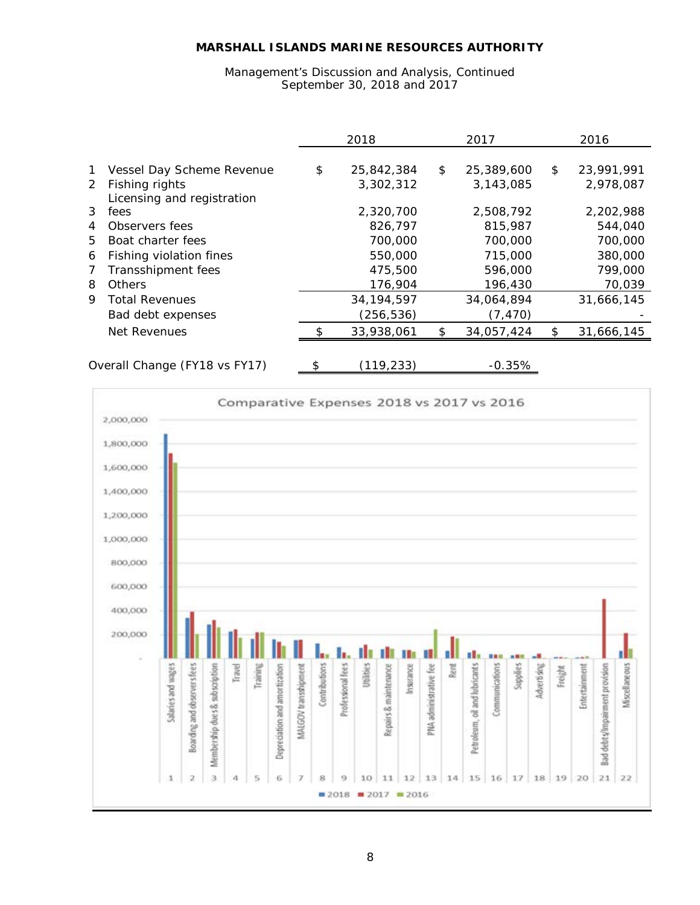| | | 2018 | 2017 | 2016 |
|---|---|---|---|---|
| 1 | Vessel Day Scheme Revenue | $ 25,842,384 | $ 25,389,600 | $ 23,991,991 |
| 2 | Fishing rights | 3,302,312 | 3,143,085 | 2,978,087 |
| 3 | Licensing and registration fees | 2,320,700 | 2,508,792 | 2,202,988 |
| 4 | Observers fees | 826,797 | 815,987 | 544,040 |
| 5 | Boat charter fees | 700,000 | 700,000 | 700,000 |
| 6 | Fishing violation fines | 550,000 | 715,000 | 380,000 |
| 7 | Transshipment fees | 475,500 | 596,000 | 799,000 |
| 8 | Others | 176,904 | 196,430 | 70,039 |
| 9 | Total Revenues | 34,194,597 | 34,064,894 | 31,666,145 |
| | Bad debt expenses | (256,536) | (7,470) | - |
| | Net Revenues | $ 33,938,061 | $ 34,057,424 | $ 31,666,145 |

| Overall Change (FY18 vs FY17) | $ (119,233) | -0.35% |
|---|---|---|

Comparative Expenses 2018 vs 2017 vs 2016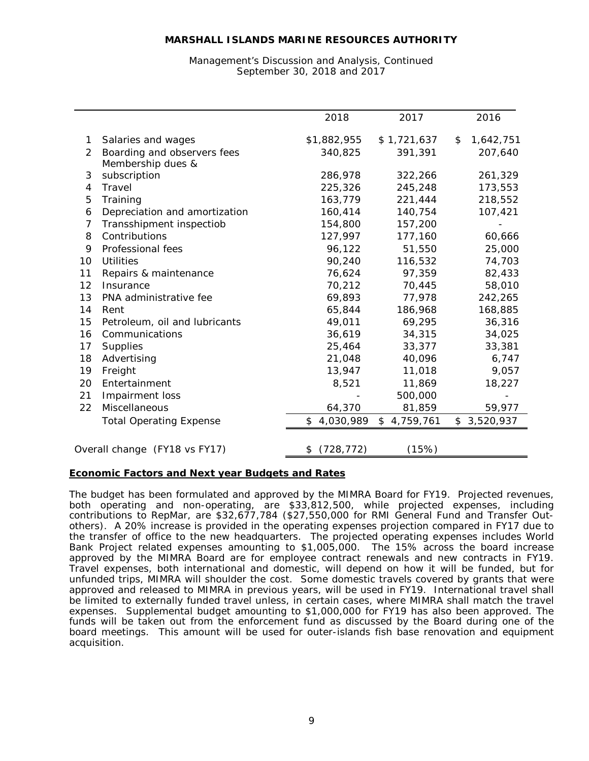**MARSHALL ISLANDS MARINE RESOURCES AUTHORITY**

Management's Discussion and Analysis, Continued
September 30, 2018 and 2017

| | | 2018 | 2017 | 2016 |
|---|---|---|---|---|
| 1 | Salaries and wages | $1,882,955 | $ 1,721,637 | $ 1,642,751 |
| 2 | Boarding and observers fees | 340,825 | 391,391 | 207,640 |
| 3 | Membership dues & subscription | 286,978 | 322,266 | 261,329 |
| 4 | Travel | 225,326 | 245,248 | 173,553 |
| 5 | Training | 163,779 | 221,444 | 218,552 |
| 6 | Depreciation and amortization | 160,414 | 140,754 | 107,421 |
| 7 | Transshipment inspectiob | 154,800 | 157,200 | - |
| 8 | Contributions | 127,997 | 177,160 | 60,666 |
| 9 | Professional fees | 96,122 | 51,550 | 25,000 |
| 10 | Utilities | 90,240 | 116,532 | 74,703 |
| 11 | Repairs & maintenance | 76,624 | 97,359 | 82,433 |
| 12 | Insurance | 70,212 | 70,445 | 58,010 |
| 13 | PNA administrative fee | 69,893 | 77,978 | 242,265 |
| 14 | Rent | 65,844 | 186,968 | 168,885 |
| 15 | Petroleum, oil and lubricants | 49,011 | 69,295 | 36,316 |
| 16 | Communications | 36,619 | 34,315 | 34,025 |
| 17 | Supplies | 25,464 | 33,377 | 33,381 |
| 18 | Advertising | 21,048 | 40,096 | 6,747 |
| 19 | Freight | 13,947 | 11,018 | 9,057 |
| 20 | Entertainment | 8,521 | 11,869 | 18,227 |
| 21 | Impairment loss | - | 500,000 | - |
| 22 | Miscellaneous | 64,370 | 81,859 | 59,977 |
| | Total Operating Expense | $ 4,030,989 | $ 4,759,761 | $ 3,520,937 |
| | | | | |
| | Overall change (FY18 vs FY17) | $ (728,772) | (15%) | |

**Economic Factors and Next year Budgets and Rates**

The budget has been formulated and approved by the MIMRA Board for FY19. Projected revenues, both operating and non-operating, are $33,812,500, while projected expenses, including contributions to RepMar, are $32,677,784 ($27,550,000 for RMI General Fund and Transfer Out-others). A 20% increase is provided in the operating expenses projection compared in FY17 due to the transfer of office to the new headquarters. The projected operating expenses includes World Bank Project related expenses amounting to $1,005,000. The 15% across the board increase approved by the MIMRA Board are for employee contract renewals and new contracts in FY19. Travel expenses, both international and domestic, will depend on how it will be funded, but for unfunded trips, MIMRA will shoulder the cost. Some domestic travels covered by grants that were approved and released to MIMRA in previous years, will be used in FY19. International travel shall be limited to externally funded travel unless, in certain cases, where MIMRA shall match the travel expenses. Supplemental budget amounting to $1,000,000 for FY19 has also been approved. The funds will be taken out from the enforcement fund as discussed by the Board during one of the board meetings. This amount will be used for outer-islands fish base renovation and equipment acquisition.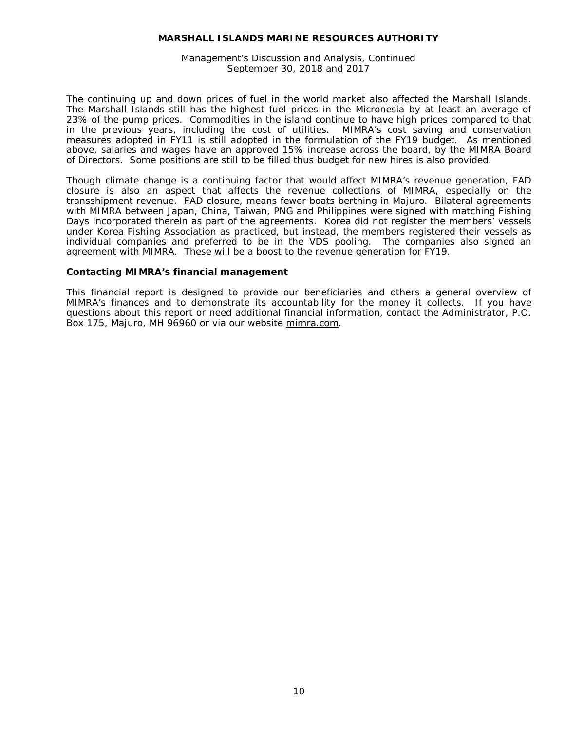The continuing up and down prices of fuel in the world market also affected the Marshall Islands. The Marshall Islands still has the highest fuel prices in the Micronesia by at least an average of 23% of the pump prices. Commodities in the island continue to have high prices compared to that in the previous years, including the cost of utilities. MIMRA's cost saving and conservation measures adopted in FY11 is still adopted in the formulation of the FY19 budget. As mentioned above, salaries and wages have an approved 15% increase across the board, by the MIMRA Board of Directors. Some positions are still to be filled thus budget for new hires is also provided.

Though climate change is a continuing factor that would affect MIMRA's revenue generation, FAD closure is also an aspect that affects the revenue collections of MIMRA, especially on the transshipment revenue. FAD closure, means fewer boats berthing in Majuro. Bilateral agreements with MIMRA between Japan, China, Taiwan, PNG and Philippines were signed with matching Fishing Days incorporated therein as part of the agreements. Korea did not register the members' vessels under Korea Fishing Association as practiced, but instead, the members registered their vessels as individual companies and preferred to be in the VDS pooling. The companies also signed an agreement with MIMRA. These will be a boost to the revenue generation for FY19.

### Contacting MIMRA's financial management

This financial report is designed to provide our beneficiaries and others a general overview of MIMRA's finances and to demonstrate its accountability for the money it collects. If you have questions about this report or need additional financial information, contact the Administrator, P.O. Box 175, Majuro, MH 96960 or via our website mimra.com.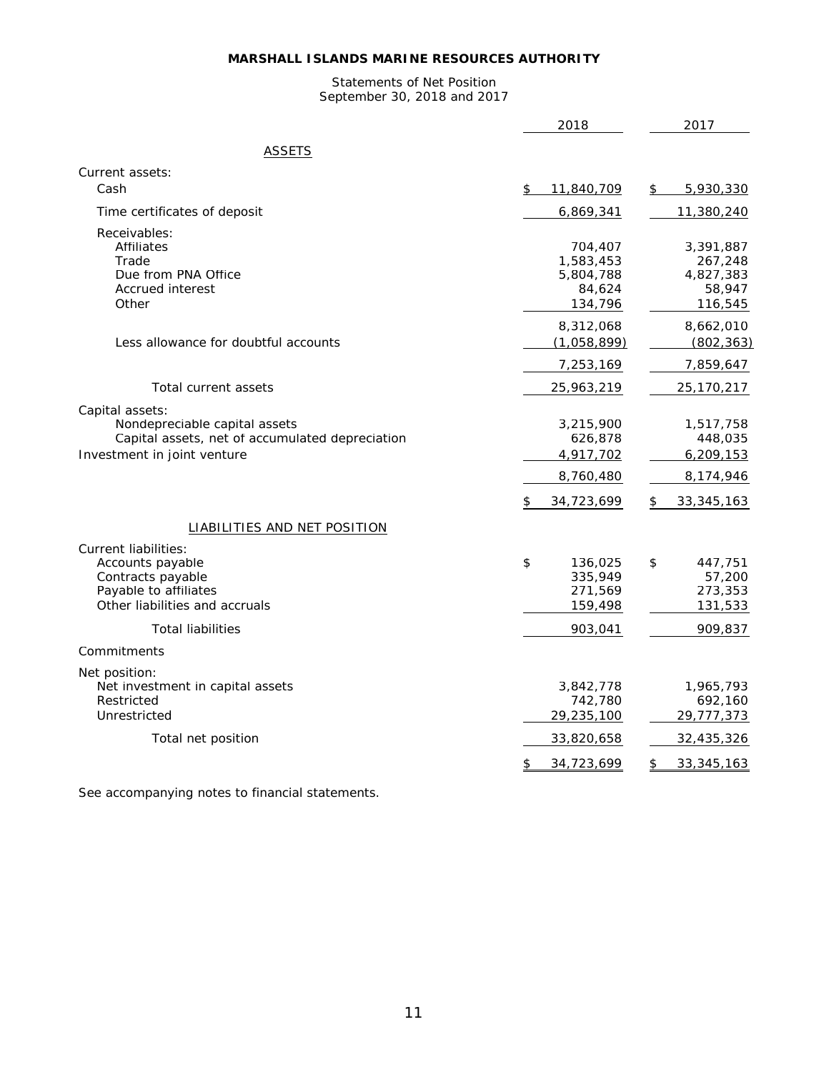# MARSHALL ISLANDS MARINE RESOURCES AUTHORITY

Statements of Net Position
September 30, 2018 and 2017

| | 2018 | 2017 |
|---|---|---|
| **ASSETS** | | |
| Current assets: | | |
| Cash | $ 11,840,709 | $ 5,930,330 |
| Time certificates of deposit | 6,869,341 | 11,380,240 |
| Receivables: | | |
| Affiliates | 704,407 | 3,391,887 |
| Trade | 1,583,453 | 267,248 |
| Due from PNA Office | 5,804,788 | 4,827,383 |
| Accrued interest | 84,624 | 58,947 |
| Other | 134,796 | 116,545 |
| | 8,312,068 | 8,662,010 |
| Less allowance for doubtful accounts | (1,058,899) | (802,363) |
| | 7,253,169 | 7,859,647 |
| Total current assets | 25,963,219 | 25,170,217 |
| Capital assets: | | |
| Nondepreciable capital assets | 3,215,900 | 1,517,758 |
| Capital assets, net of accumulated depreciation | 626,878 | 448,035 |
| Investment in joint venture | 4,917,702 | 6,209,153 |
| | 8,760,480 | 8,174,946 |
| | $ 34,723,699 | $ 33,345,163 |
| **LIABILITIES AND NET POSITION** | | |
| Current liabilities: | | |
| Accounts payable | $ 136,025 | $ 447,751 |
| Contracts payable | 335,949 | 57,200 |
| Payable to affiliates | 271,569 | 273,353 |
| Other liabilities and accruals | 159,498 | 131,533 |
| Total liabilities | 903,041 | 909,837 |
| Commitments | | |
| Net position: | | |
| Net investment in capital assets | 3,842,778 | 1,965,793 |
| Restricted | 742,780 | 692,160 |
| Unrestricted | 29,235,100 | 29,777,373 |
| Total net position | 33,820,658 | 32,435,326 |
| | $ 34,723,699 | $ 33,345,163 |

See accompanying notes to financial statements.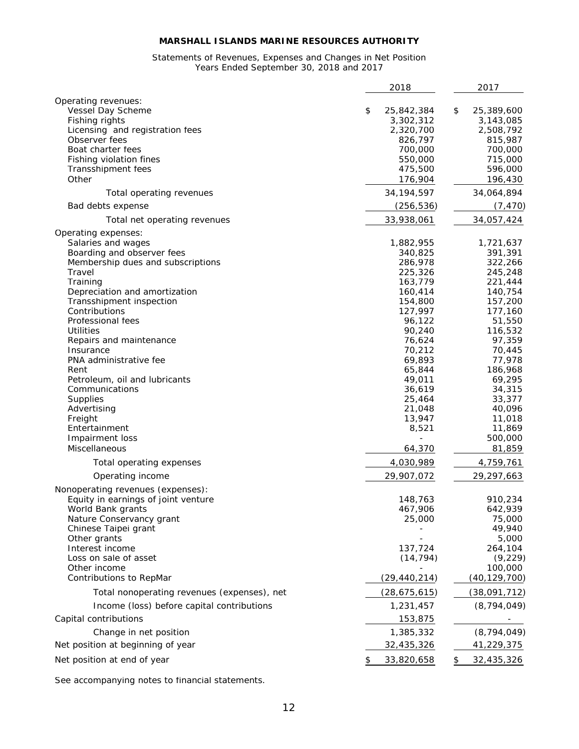# MARSHALL ISLANDS MARINE RESOURCES AUTHORITY

Statements of Revenues, Expenses and Changes in Net Position
Years Ended September 30, 2018 and 2017

| | 2018 | 2017 |
|---|---|---|
| Operating revenues: | | |
| Vessel Day Scheme | $ 25,842,384 | $ 25,389,600 |
| Fishing rights | 3,302,312 | 3,143,085 |
| Licensing and registration fees | 2,320,700 | 2,508,792 |
| Observer fees | 826,797 | 815,987 |
| Boat charter fees | 700,000 | 700,000 |
| Fishing violation fines | 550,000 | 715,000 |
| Transshipment fees | 475,500 | 596,000 |
| Other | 176,904 | 196,430 |
| Total operating revenues | 34,194,597 | 34,064,894 |
| Bad debts expense | (256,536) | (7,470) |
| Total net operating revenues | 33,938,061 | 34,057,424 |
| Operating expenses: | | |
| Salaries and wages | 1,882,955 | 1,721,637 |
| Boarding and observer fees | 340,825 | 391,391 |
| Membership dues and subscriptions | 286,978 | 322,266 |
| Travel | 225,326 | 245,248 |
| Training | 163,779 | 221,444 |
| Depreciation and amortization | 160,414 | 140,754 |
| Transshipment inspection | 154,800 | 157,200 |
| Contributions | 127,997 | 177,160 |
| Professional fees | 96,122 | 51,550 |
| Utilities | 90,240 | 116,532 |
| Repairs and maintenance | 76,624 | 97,359 |
| Insurance | 70,212 | 70,445 |
| PNA administrative fee | 69,893 | 77,978 |
| Rent | 65,844 | 186,968 |
| Petroleum, oil and lubricants | 49,011 | 69,295 |
| Communications | 36,619 | 34,315 |
| Supplies | 25,464 | 33,377 |
| Advertising | 21,048 | 40,096 |
| Freight | 13,947 | 11,018 |
| Entertainment | 8,521 | 11,869 |
| Impairment loss | - | 500,000 |
| Miscellaneous | 64,370 | 81,859 |
| Total operating expenses | 4,030,989 | 4,759,761 |
| Operating income | 29,907,072 | 29,297,663 |
| Nonoperating revenues (expenses): | | |
| Equity in earnings of joint venture | 148,763 | 910,234 |
| World Bank grants | 467,906 | 642,939 |
| Nature Conservancy grant | 25,000 | 75,000 |
| Chinese Taipei grant | - | 49,940 |
| Other grants | - | 5,000 |
| Interest income | 137,724 | 264,104 |
| Loss on sale of asset | (14,794) | (9,229) |
| Other income | - | 100,000 |
| Contributions to RepMar | (29,440,214) | (40,129,700) |
| Total nonoperating revenues (expenses), net | (28,675,615) | (38,091,712) |
| Income (loss) before capital contributions | 1,231,457 | (8,794,049) |
| Capital contributions | 153,875 | - |
| Change in net position | 1,385,332 | (8,794,049) |
| Net position at beginning of year | 32,435,326 | 41,229,375 |
| Net position at end of year | $ 33,820,658 | $ 32,435,326 |

See accompanying notes to financial statements.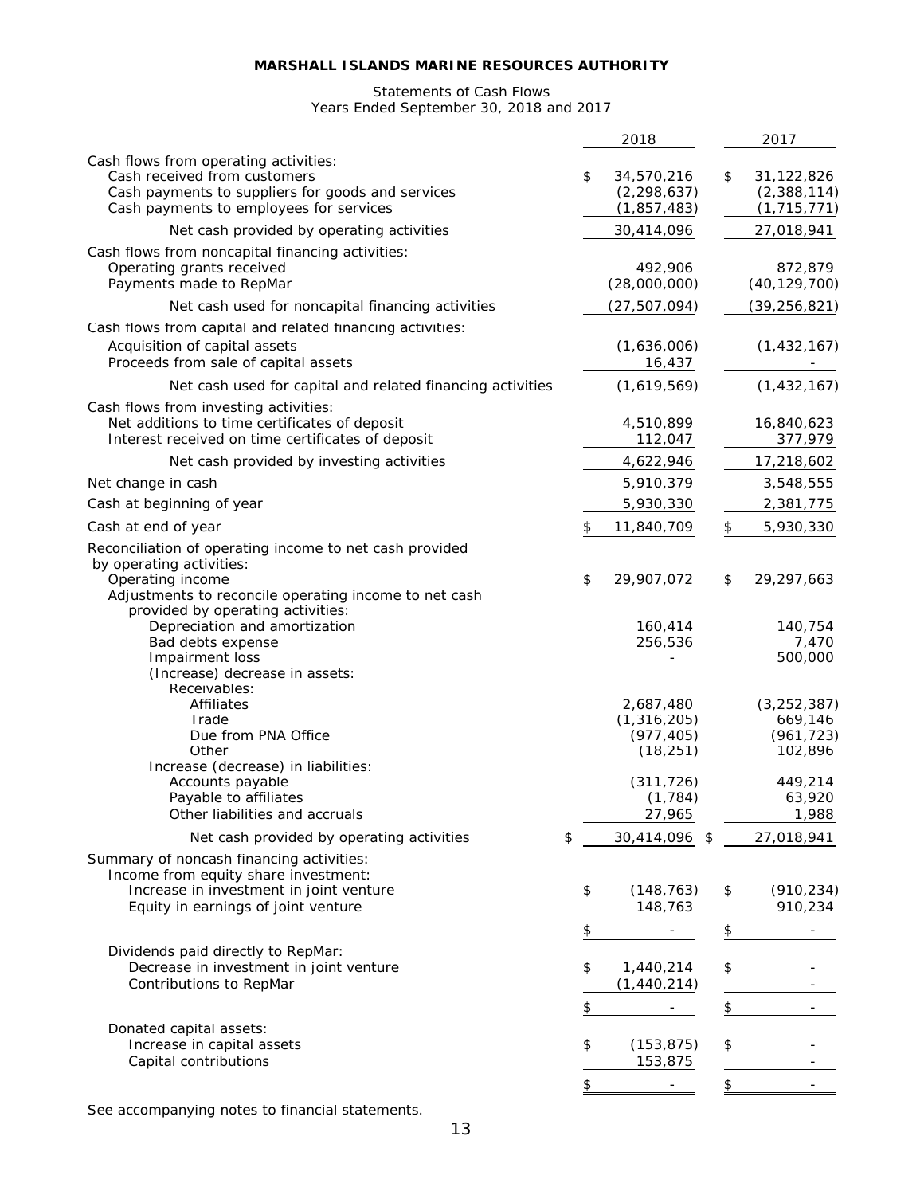**MARSHALL ISLANDS MARINE RESOURCES AUTHORITY**

Statements of Cash Flows
Years Ended September 30, 2018 and 2017

| | 2018 | 2017 |
|---|---|---|
| Cash flows from operating activities: | | |
| Cash received from customers | $ 34,570,216 | $ 31,122,826 |
| Cash payments to suppliers for goods and services | (2,298,637) | (2,388,114) |
| Cash payments to employees for services | (1,857,483) | (1,715,771) |
| Net cash provided by operating activities | 30,414,096 | 27,018,941 |
| Cash flows from noncapital financing activities: | | |
| Operating grants received | 492,906 | 872,879 |
| Payments made to RepMar | (28,000,000) | (40,129,700) |
| Net cash used for noncapital financing activities | (27,507,094) | (39,256,821) |
| Cash flows from capital and related financing activities: | | |
| Acquisition of capital assets | (1,636,006) | (1,432,167) |
| Proceeds from sale of capital assets | 16,437 | - |
| Net cash used for capital and related financing activities | (1,619,569) | (1,432,167) |
| Cash flows from investing activities: | | |
| Net additions to time certificates of deposit | 4,510,899 | 16,840,623 |
| Interest received on time certificates of deposit | 112,047 | 377,979 |
| Net cash provided by investing activities | 4,622,946 | 17,218,602 |
| Net change in cash | 5,910,379 | 3,548,555 |
| Cash at beginning of year | 5,930,330 | 2,381,775 |
| Cash at end of year | $ 11,840,709 | $ 5,930,330 |
| Reconciliation of operating income to net cash provided by operating activities: | | |
| Operating income | $ 29,907,072 | $ 29,297,663 |
| Adjustments to reconcile operating income to net cash provided by operating activities: | | |
| Depreciation and amortization | 160,414 | 140,754 |
| Bad debts expense | 256,536 | 7,470 |
| Impairment loss | - | 500,000 |
| (Increase) decrease in assets: | | |
| Receivables: | | |
| Affiliates | 2,687,480 | (3,252,387) |
| Trade | (1,316,205) | 669,146 |
| Due from PNA Office | (977,405) | (961,723) |
| Other | (18,251) | 102,896 |
| Increase (decrease) in liabilities: | | |
| Accounts payable | (311,726) | 449,214 |
| Payable to affiliates | (1,784) | 63,920 |
| Other liabilities and accruals | 27,965 | 1,988 |
| Net cash provided by operating activities | $ 30,414,096 | $ 27,018,941 |
| Summary of noncash financing activities: | | |
| Income from equity share investment: | | |
| Increase in investment in joint venture | $ (148,763) | $ (910,234) |
| Equity in earnings of joint venture | 148,763 | 910,234 |
| | $ - | $ - |
| Dividends paid directly to RepMar: | | |
| Decrease in investment in joint venture | $ 1,440,214 | $ - |
| Contributions to RepMar | (1,440,214) | - |
| | $ - | $ - |
| Donated capital assets: | | |
| Increase in capital assets | $ (153,875) | $ - |
| Capital contributions | 153,875 | - |
| | $ - | $ - |

See accompanying notes to financial statements.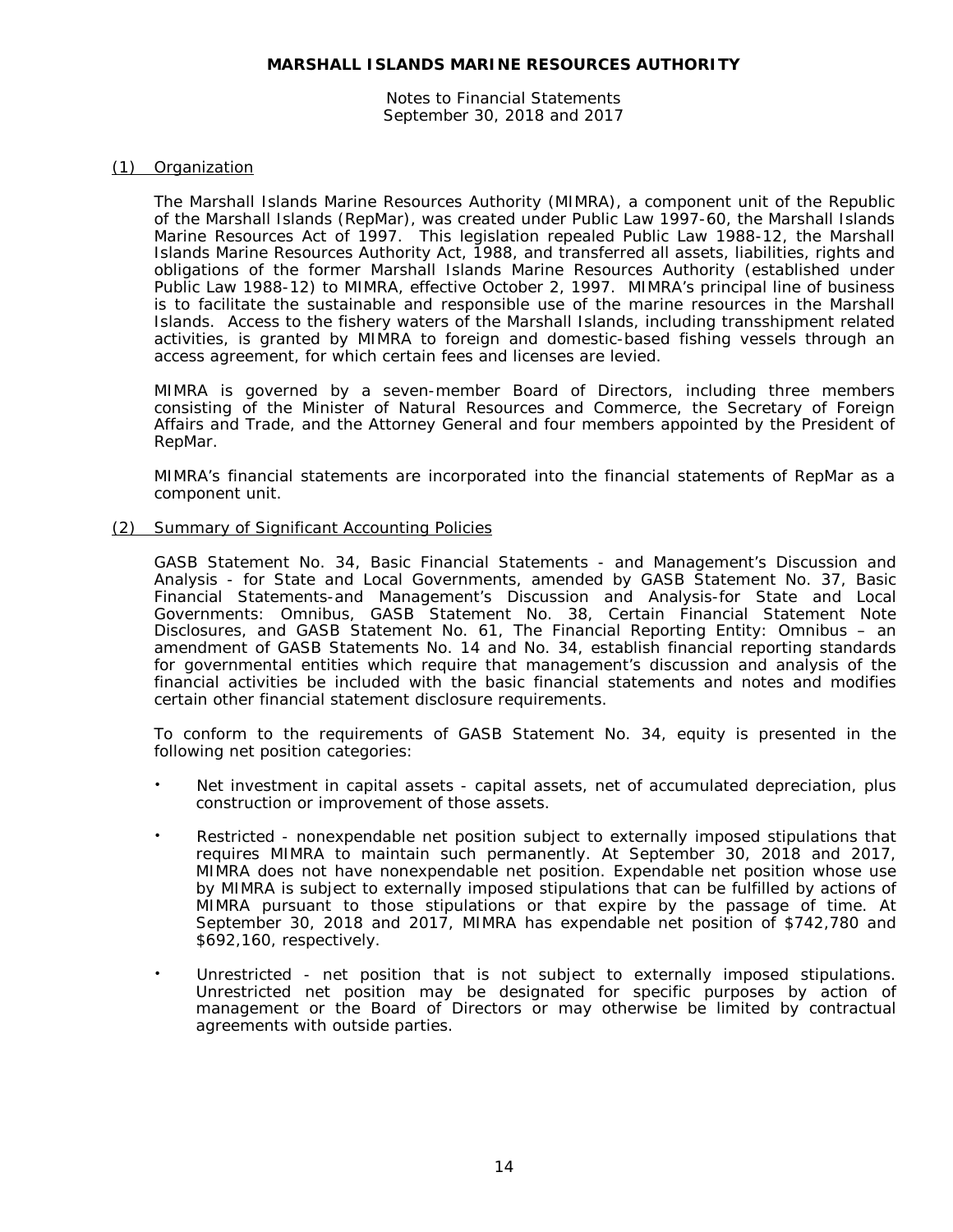# MARSHALL ISLANDS MARINE RESOURCES AUTHORITY

Notes to Financial Statements
September 30, 2018 and 2017

## (1) Organization

The Marshall Islands Marine Resources Authority (MIMRA), a component unit of the Republic of the Marshall Islands (RepMar), was created under Public Law 1997-60, the Marshall Islands Marine Resources Act of 1997. This legislation repealed Public Law 1988-12, the Marshall Islands Marine Resources Authority Act, 1988, and transferred all assets, liabilities, rights and obligations of the former Marshall Islands Marine Resources Authority (established under Public Law 1988-12) to MIMRA, effective October 2, 1997. MIMRA's principal line of business is to facilitate the sustainable and responsible use of the marine resources in the Marshall Islands. Access to the fishery waters of the Marshall Islands, including transshipment related activities, is granted by MIMRA to foreign and domestic-based fishing vessels through an access agreement, for which certain fees and licenses are levied.

MIMRA is governed by a seven-member Board of Directors, including three members consisting of the Minister of Natural Resources and Commerce, the Secretary of Foreign Affairs and Trade, and the Attorney General and four members appointed by the President of RepMar.

MIMRA's financial statements are incorporated into the financial statements of RepMar as a component unit.

## (2) Summary of Significant Accounting Policies

GASB Statement No. 34, Basic Financial Statements - and Management's Discussion and Analysis - for State and Local Governments, amended by GASB Statement No. 37, Basic Financial Statements-and Management's Discussion and Analysis-for State and Local Governments: Omnibus, GASB Statement No. 38, Certain Financial Statement Note Disclosures, and GASB Statement No. 61, The Financial Reporting Entity: Omnibus – an amendment of GASB Statements No. 14 and No. 34, establish financial reporting standards for governmental entities which require that management's discussion and analysis of the financial activities be included with the basic financial statements and notes and modifies certain other financial statement disclosure requirements.

To conform to the requirements of GASB Statement No. 34, equity is presented in the following net position categories:

- Net investment in capital assets - capital assets, net of accumulated depreciation, plus construction or improvement of those assets.
- Restricted - nonexpendable net position subject to externally imposed stipulations that requires MIMRA to maintain such permanently. At September 30, 2018 and 2017, MIMRA does not have nonexpendable net position. Expendable net position whose use by MIMRA is subject to externally imposed stipulations that can be fulfilled by actions of MIMRA pursuant to those stipulations or that expire by the passage of time. At September 30, 2018 and 2017, MIMRA has expendable net position of $742,780 and $692,160, respectively.
- Unrestricted - net position that is not subject to externally imposed stipulations. Unrestricted net position may be designated for specific purposes by action of management or the Board of Directors or may otherwise be limited by contractual agreements with outside parties.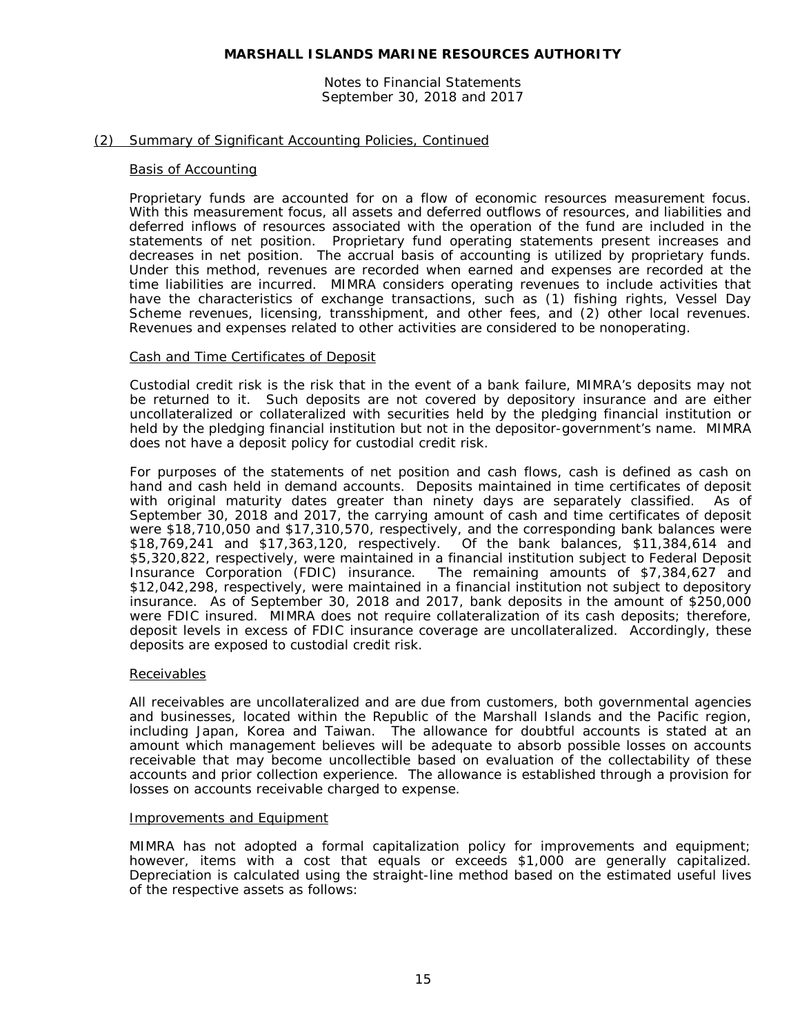## (2) Summary of Significant Accounting Policies, Continued

### Basis of Accounting

Proprietary funds are accounted for on a flow of economic resources measurement focus. With this measurement focus, all assets and deferred outflows of resources, and liabilities and deferred inflows of resources associated with the operation of the fund are included in the statements of net position. Proprietary fund operating statements present increases and decreases in net position. The accrual basis of accounting is utilized by proprietary funds. Under this method, revenues are recorded when earned and expenses are recorded at the time liabilities are incurred. MIMRA considers operating revenues to include activities that have the characteristics of exchange transactions, such as (1) fishing rights, Vessel Day Scheme revenues, licensing, transshipment, and other fees, and (2) other local revenues. Revenues and expenses related to other activities are considered to be nonoperating.

### Cash and Time Certificates of Deposit

Custodial credit risk is the risk that in the event of a bank failure, MIMRA's deposits may not be returned to it. Such deposits are not covered by depository insurance and are either uncollateralized or collateralized with securities held by the pledging financial institution or held by the pledging financial institution but not in the depositor-government's name. MIMRA does not have a deposit policy for custodial credit risk.

For purposes of the statements of net position and cash flows, cash is defined as cash on hand and cash held in demand accounts. Deposits maintained in time certificates of deposit with original maturity dates greater than ninety days are separately classified. As of September 30, 2018 and 2017, the carrying amount of cash and time certificates of deposit were $18,710,050 and $17,310,570, respectively, and the corresponding bank balances were $18,769,241 and $17,363,120, respectively. Of the bank balances, $11,384,614 and $5,320,822, respectively, were maintained in a financial institution subject to Federal Deposit Insurance Corporation (FDIC) insurance. The remaining amounts of $7,384,627 and $12,042,298, respectively, were maintained in a financial institution not subject to depository insurance. As of September 30, 2018 and 2017, bank deposits in the amount of $250,000 were FDIC insured. MIMRA does not require collateralization of its cash deposits; therefore, deposit levels in excess of FDIC insurance coverage are uncollateralized. Accordingly, these deposits are exposed to custodial credit risk.

### Receivables

All receivables are uncollateralized and are due from customers, both governmental agencies and businesses, located within the Republic of the Marshall Islands and the Pacific region, including Japan, Korea and Taiwan. The allowance for doubtful accounts is stated at an amount which management believes will be adequate to absorb possible losses on accounts receivable that may become uncollectible based on evaluation of the collectability of these accounts and prior collection experience. The allowance is established through a provision for losses on accounts receivable charged to expense.

### Improvements and Equipment

MIMRA has not adopted a formal capitalization policy for improvements and equipment; however, items with a cost that equals or exceeds $1,000 are generally capitalized. Depreciation is calculated using the straight-line method based on the estimated useful lives of the respective assets as follows: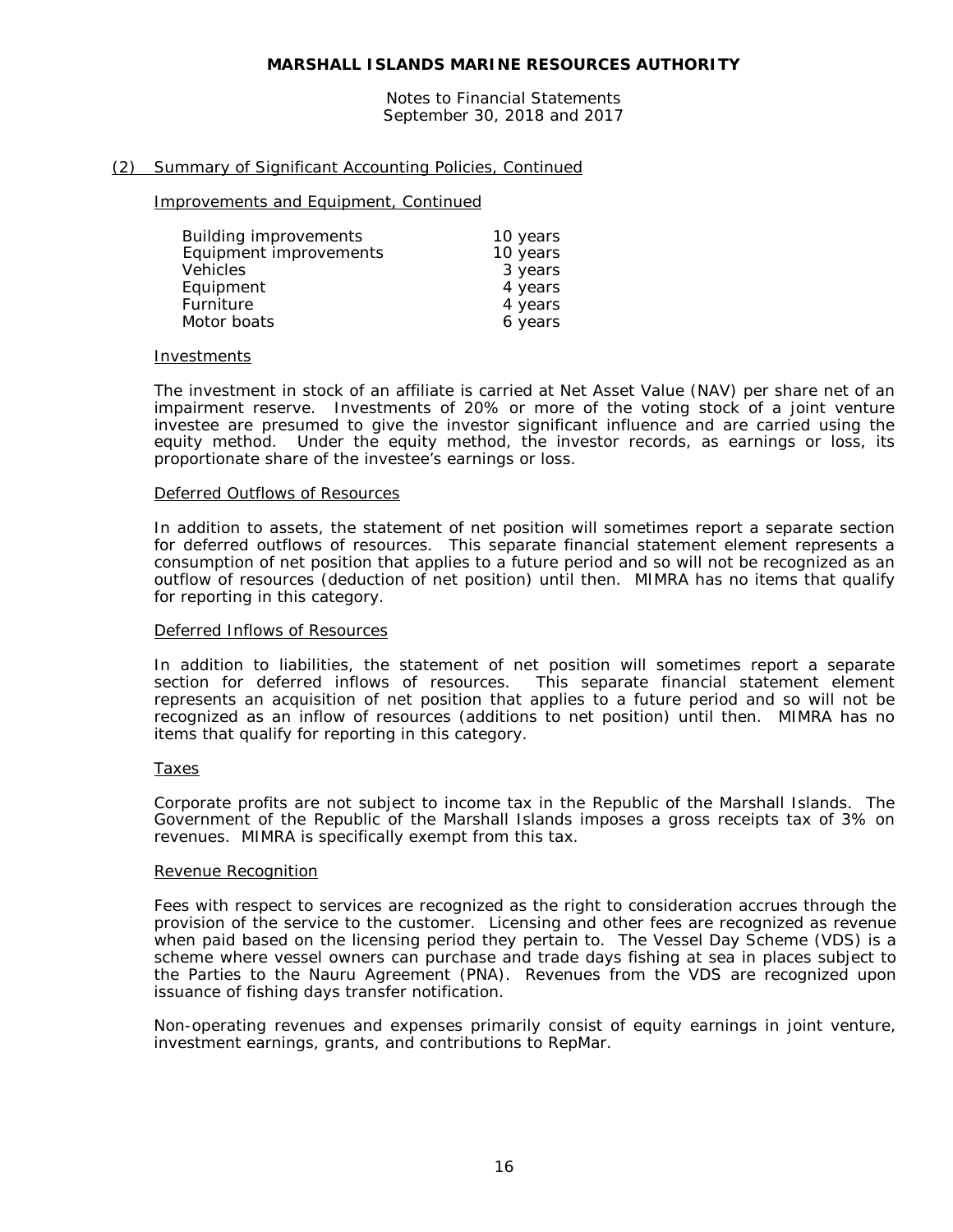# MARSHALL ISLANDS MARINE RESOURCES AUTHORITY

Notes to Financial Statements
September 30, 2018 and 2017

## (2) Summary of Significant Accounting Policies, Continued

### Improvements and Equipment, Continued

| | |
|---|---|
| Building improvements | 10 years |
| Equipment improvements | 10 years |
| Vehicles | 3 years |
| Equipment | 4 years |
| Furniture | 4 years |
| Motor boats | 6 years |

### Investments

The investment in stock of an affiliate is carried at Net Asset Value (NAV) per share net of an impairment reserve. Investments of 20% or more of the voting stock of a joint venture investee are presumed to give the investor significant influence and are carried using the equity method. Under the equity method, the investor records, as earnings or loss, its proportionate share of the investee's earnings or loss.

### Deferred Outflows of Resources

In addition to assets, the statement of net position will sometimes report a separate section for deferred outflows of resources. This separate financial statement element represents a consumption of net position that applies to a future period and so will not be recognized as an outflow of resources (deduction of net position) until then. MIMRA has no items that qualify for reporting in this category.

### Deferred Inflows of Resources

In addition to liabilities, the statement of net position will sometimes report a separate section for deferred inflows of resources. This separate financial statement element represents an acquisition of net position that applies to a future period and so will not be recognized as an inflow of resources (additions to net position) until then. MIMRA has no items that qualify for reporting in this category.

### Taxes

Corporate profits are not subject to income tax in the Republic of the Marshall Islands. The Government of the Republic of the Marshall Islands imposes a gross receipts tax of 3% on revenues. MIMRA is specifically exempt from this tax.

### Revenue Recognition

Fees with respect to services are recognized as the right to consideration accrues through the provision of the service to the customer. Licensing and other fees are recognized as revenue when paid based on the licensing period they pertain to. The Vessel Day Scheme (VDS) is a scheme where vessel owners can purchase and trade days fishing at sea in places subject to the Parties to the Nauru Agreement (PNA). Revenues from the VDS are recognized upon issuance of fishing days transfer notification.

Non-operating revenues and expenses primarily consist of equity earnings in joint venture, investment earnings, grants, and contributions to RepMar.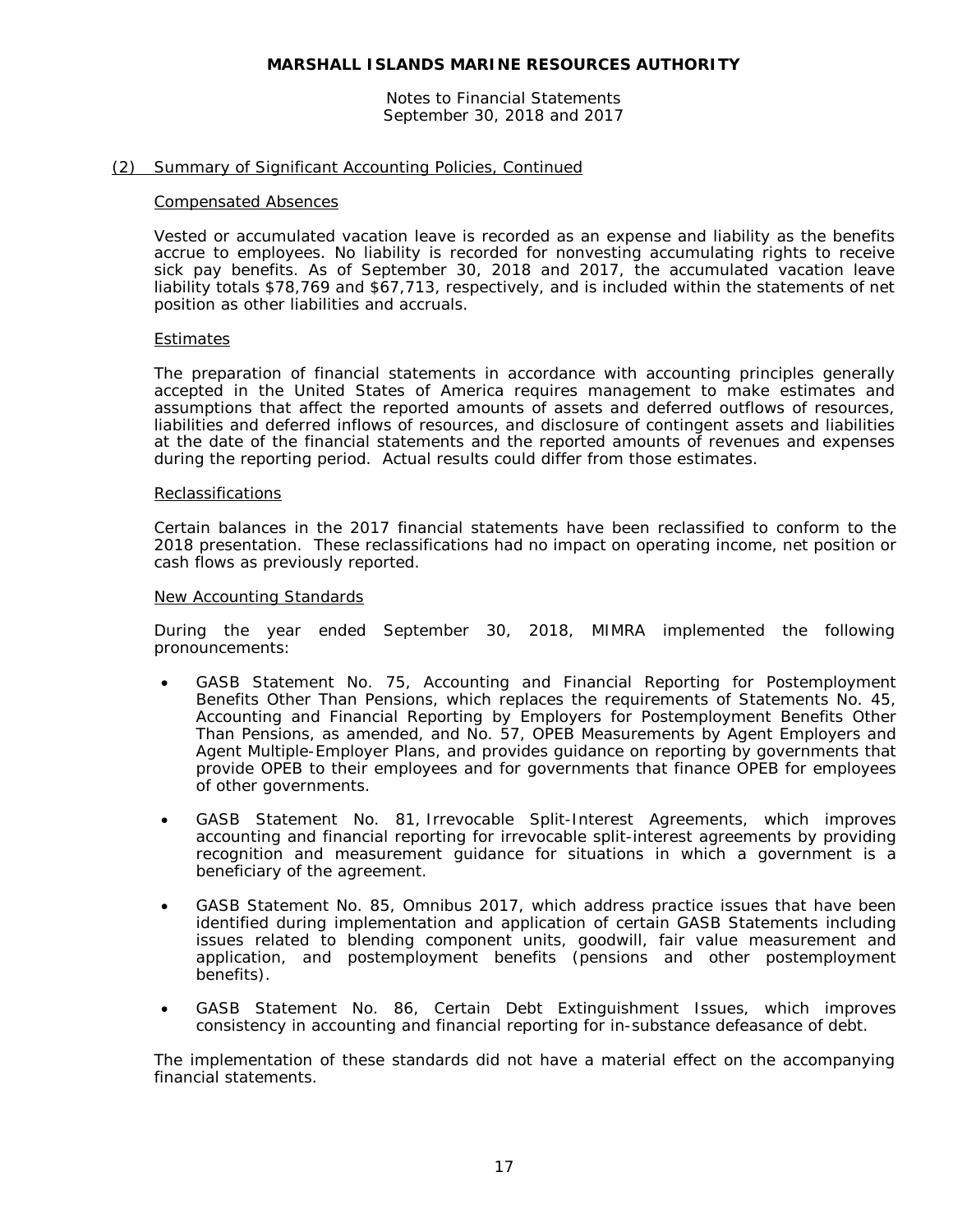## (2) Summary of Significant Accounting Policies, Continued

### Compensated Absences

Vested or accumulated vacation leave is recorded as an expense and liability as the benefits accrue to employees. No liability is recorded for nonvesting accumulating rights to receive sick pay benefits. As of September 30, 2018 and 2017, the accumulated vacation leave liability totals $78,769 and $67,713, respectively, and is included within the statements of net position as other liabilities and accruals.

### Estimates

The preparation of financial statements in accordance with accounting principles generally accepted in the United States of America requires management to make estimates and assumptions that affect the reported amounts of assets and deferred outflows of resources, liabilities and deferred inflows of resources, and disclosure of contingent assets and liabilities at the date of the financial statements and the reported amounts of revenues and expenses during the reporting period. Actual results could differ from those estimates.

### Reclassifications

Certain balances in the 2017 financial statements have been reclassified to conform to the 2018 presentation. These reclassifications had no impact on operating income, net position or cash flows as previously reported.

### New Accounting Standards

During the year ended September 30, 2018, MIMRA implemented the following pronouncements:

- GASB Statement No. 75, Accounting and Financial Reporting for Postemployment Benefits Other Than Pensions, which replaces the requirements of Statements No. 45, Accounting and Financial Reporting by Employers for Postemployment Benefits Other Than Pensions, as amended, and No. 57, OPEB Measurements by Agent Employers and Agent Multiple-Employer Plans, and provides guidance on reporting by governments that provide OPEB to their employees and for governments that finance OPEB for employees of other governments.

- GASB Statement No. 81, Irrevocable Split-Interest Agreements, which improves accounting and financial reporting for irrevocable split-interest agreements by providing recognition and measurement guidance for situations in which a government is a beneficiary of the agreement.

- GASB Statement No. 85, Omnibus 2017, which address practice issues that have been identified during implementation and application of certain GASB Statements including issues related to blending component units, goodwill, fair value measurement and application, and postemployment benefits (pensions and other postemployment benefits).

- GASB Statement No. 86, Certain Debt Extinguishment Issues, which improves consistency in accounting and financial reporting for in-substance defeasance of debt.

The implementation of these standards did not have a material effect on the accompanying financial statements.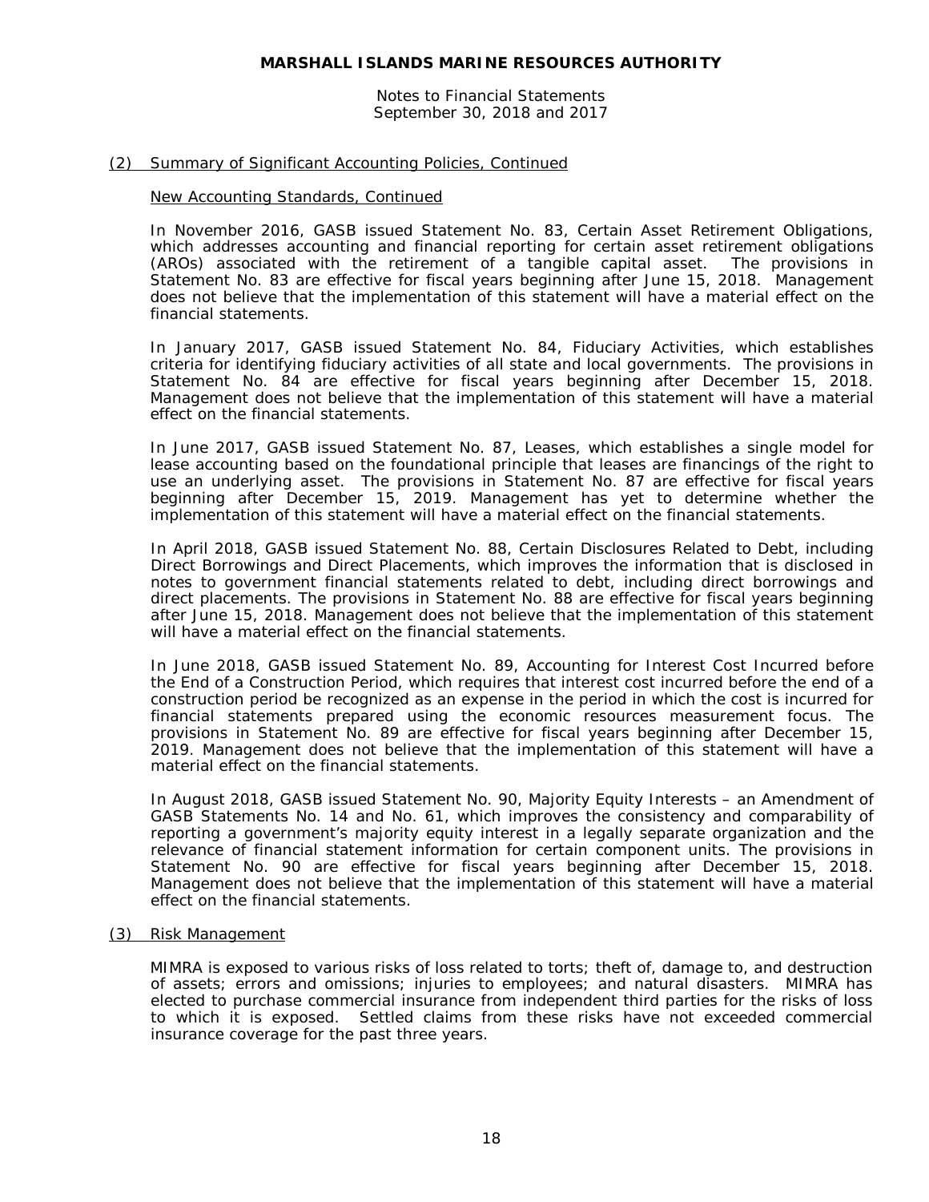## (2) Summary of Significant Accounting Policies, Continued

### New Accounting Standards, Continued

In November 2016, GASB issued Statement No. 83, Certain Asset Retirement Obligations, which addresses accounting and financial reporting for certain asset retirement obligations (AROs) associated with the retirement of a tangible capital asset. The provisions in Statement No. 83 are effective for fiscal years beginning after June 15, 2018. Management does not believe that the implementation of this statement will have a material effect on the financial statements.

In January 2017, GASB issued Statement No. 84, Fiduciary Activities, which establishes criteria for identifying fiduciary activities of all state and local governments. The provisions in Statement No. 84 are effective for fiscal years beginning after December 15, 2018. Management does not believe that the implementation of this statement will have a material effect on the financial statements.

In June 2017, GASB issued Statement No. 87, Leases, which establishes a single model for lease accounting based on the foundational principle that leases are financings of the right to use an underlying asset. The provisions in Statement No. 87 are effective for fiscal years beginning after December 15, 2019. Management has yet to determine whether the implementation of this statement will have a material effect on the financial statements.

In April 2018, GASB issued Statement No. 88, Certain Disclosures Related to Debt, including Direct Borrowings and Direct Placements, which improves the information that is disclosed in notes to government financial statements related to debt, including direct borrowings and direct placements. The provisions in Statement No. 88 are effective for fiscal years beginning after June 15, 2018. Management does not believe that the implementation of this statement will have a material effect on the financial statements.

In June 2018, GASB issued Statement No. 89, Accounting for Interest Cost Incurred before the End of a Construction Period, which requires that interest cost incurred before the end of a construction period be recognized as an expense in the period in which the cost is incurred for financial statements prepared using the economic resources measurement focus. The provisions in Statement No. 89 are effective for fiscal years beginning after December 15, 2019. Management does not believe that the implementation of this statement will have a material effect on the financial statements.

In August 2018, GASB issued Statement No. 90, Majority Equity Interests – an Amendment of GASB Statements No. 14 and No. 61, which improves the consistency and comparability of reporting a government's majority equity interest in a legally separate organization and the relevance of financial statement information for certain component units. The provisions in Statement No. 90 are effective for fiscal years beginning after December 15, 2018. Management does not believe that the implementation of this statement will have a material effect on the financial statements.

## (3) Risk Management

MIMRA is exposed to various risks of loss related to torts; theft of, damage to, and destruction of assets; errors and omissions; injuries to employees; and natural disasters. MIMRA has elected to purchase commercial insurance from independent third parties for the risks of loss to which it is exposed. Settled claims from these risks have not exceeded commercial insurance coverage for the past three years.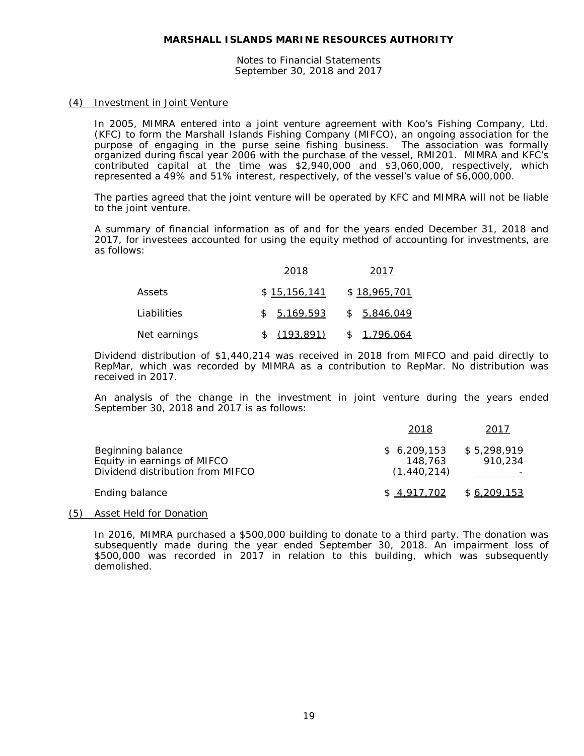**MARSHALL ISLANDS MARINE RESOURCES AUTHORITY**

Notes to Financial Statements
September 30, 2018 and 2017

## (4) Investment in Joint Venture

In 2005, MIMRA entered into a joint venture agreement with Koo's Fishing Company, Ltd. (KFC) to form the Marshall Islands Fishing Company (MIFCO), an ongoing association for the purpose of engaging in the purse seine fishing business. The association was formally organized during fiscal year 2006 with the purchase of the vessel, RMI201. MIMRA and KFC's contributed capital at the time was $2,940,000 and $3,060,000, respectively, which represented a 49% and 51% interest, respectively, of the vessel's value of $6,000,000.

The parties agreed that the joint venture will be operated by KFC and MIMRA will not be liable to the joint venture.

A summary of financial information as of and for the years ended December 31, 2018 and 2017, for investees accounted for using the equity method of accounting for investments, are as follows:

| | 2018 | 2017 |
|---|---|---|
| Assets | $ 15,156,141 | $ 18,965,701 |
| Liabilities | $ 5,169,593 | $ 5,846,049 |
| Net earnings | $ (193,891) | $ 1,796,064 |

Dividend distribution of $1,440,214 was received in 2018 from MIFCO and paid directly to RepMar, which was recorded by MIMRA as a contribution to RepMar. No distribution was received in 2017.

An analysis of the change in the investment in joint venture during the years ended September 30, 2018 and 2017 is as follows:

| | 2018 | 2017 |
|---|---|---|
| Beginning balance | $ 6,209,153 | $ 5,298,919 |
| Equity in earnings of MIFCO | 148,763 | 910,234 |
| Dividend distribution from MIFCO | (1,440,214) | - |
| Ending balance | $ 4,917,702 | $ 6,209,153 |

## (5) Asset Held for Donation

In 2016, MIMRA purchased a $500,000 building to donate to a third party. The donation was subsequently made during the year ended September 30, 2018. An impairment loss of $500,000 was recorded in 2017 in relation to this building, which was subsequently demolished.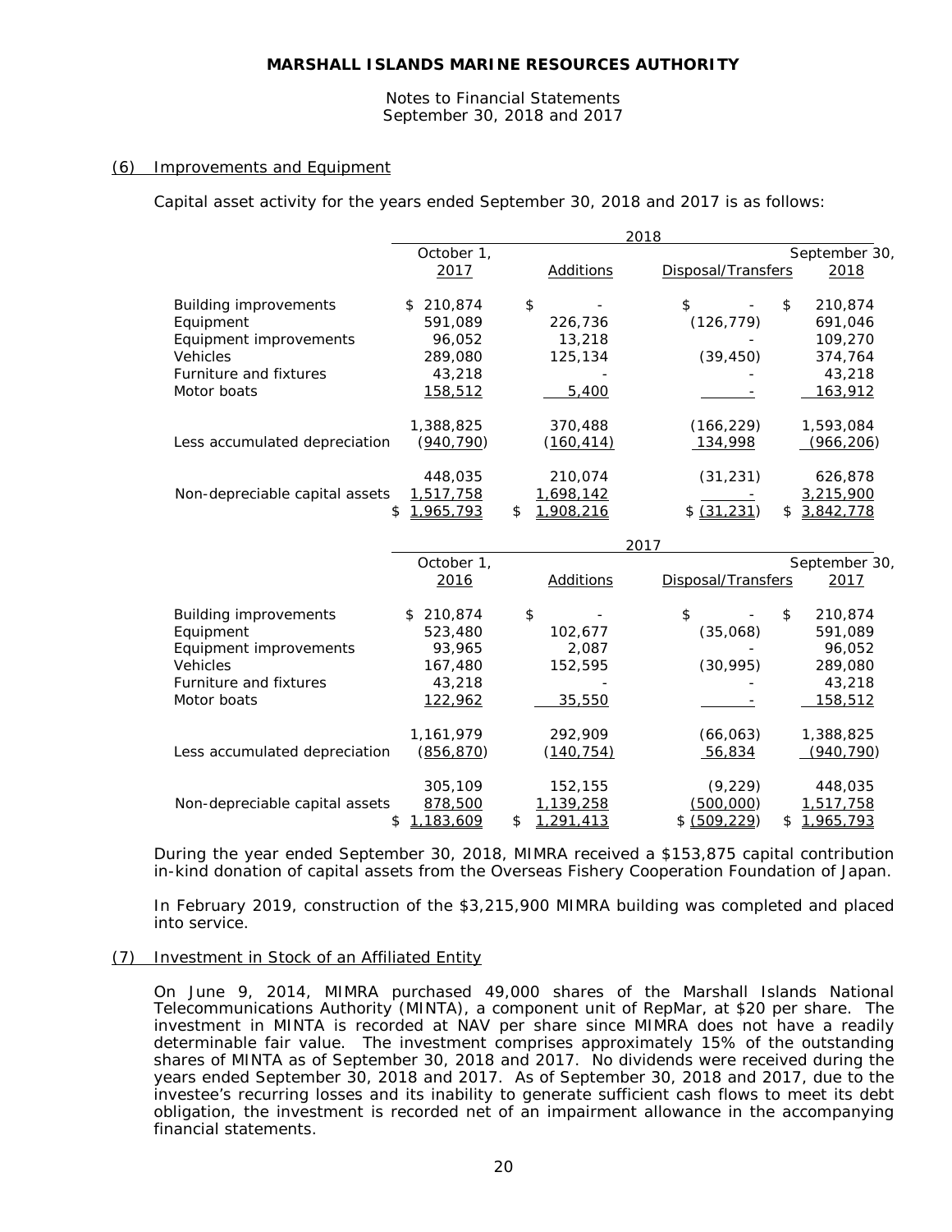MARSHALL ISLANDS MARINE RESOURCES AUTHORITY

Notes to Financial Statements
September 30, 2018 and 2017

## (6) Improvements and Equipment

Capital asset activity for the years ended September 30, 2018 and 2017 is as follows:

| | 2018 | | | |
|---|---|---|---|---|
| | October 1, 2017 | Additions | Disposal/Transfers | September 30, 2018 |
| Building improvements | $ 210,874 | $ - | $ - | $ 210,874 |
| Equipment | 591,089 | 226,736 | (126,779) | 691,046 |
| Equipment improvements | 96,052 | 13,218 | - | 109,270 |
| Vehicles | 289,080 | 125,134 | (39,450) | 374,764 |
| Furniture and fixtures | 43,218 | - | - | 43,218 |
| Motor boats | 158,512 | 5,400 | - | 163,912 |
| | 1,388,825 | 370,488 | (166,229) | 1,593,084 |
| Less accumulated depreciation | (940,790) | (160,414) | 134,998 | (966,206) |
| | 448,035 | 210,074 | (31,231) | 626,878 |
| Non-depreciable capital assets | 1,517,758 | 1,698,142 | - | 3,215,900 |
| | $ 1,965,793 | $ 1,908,216 | $ (31,231) | $ 3,842,778 |

| | 2017 | | | |
|---|---|---|---|---|
| | October 1, 2016 | Additions | Disposal/Transfers | September 30, 2017 |
| Building improvements | $ 210,874 | $ - | $ - | $ 210,874 |
| Equipment | 523,480 | 102,677 | (35,068) | 591,089 |
| Equipment improvements | 93,965 | 2,087 | - | 96,052 |
| Vehicles | 167,480 | 152,595 | (30,995) | 289,080 |
| Furniture and fixtures | 43,218 | - | - | 43,218 |
| Motor boats | 122,962 | 35,550 | - | 158,512 |
| | 1,161,979 | 292,909 | (66,063) | 1,388,825 |
| Less accumulated depreciation | (856,870) | (140,754) | 56,834 | (940,790) |
| | 305,109 | 152,155 | (9,229) | 448,035 |
| Non-depreciable capital assets | 878,500 | 1,139,258 | (500,000) | 1,517,758 |
| | $ 1,183,609 | $ 1,291,413 | $ (509,229) | $ 1,965,793 |

During the year ended September 30, 2018, MIMRA received a $153,875 capital contribution in-kind donation of capital assets from the Overseas Fishery Cooperation Foundation of Japan.

In February 2019, construction of the $3,215,900 MIMRA building was completed and placed into service.

## (7) Investment in Stock of an Affiliated Entity

On June 9, 2014, MIMRA purchased 49,000 shares of the Marshall Islands National Telecommunications Authority (MINTA), a component unit of RepMar, at $20 per share. The investment in MINTA is recorded at NAV per share since MIMRA does not have a readily determinable fair value. The investment comprises approximately 15% of the outstanding shares of MINTA as of September 30, 2018 and 2017. No dividends were received during the years ended September 30, 2018 and 2017. As of September 30, 2018 and 2017, due to the investee's recurring losses and its inability to generate sufficient cash flows to meet its debt obligation, the investment is recorded net of an impairment allowance in the accompanying financial statements.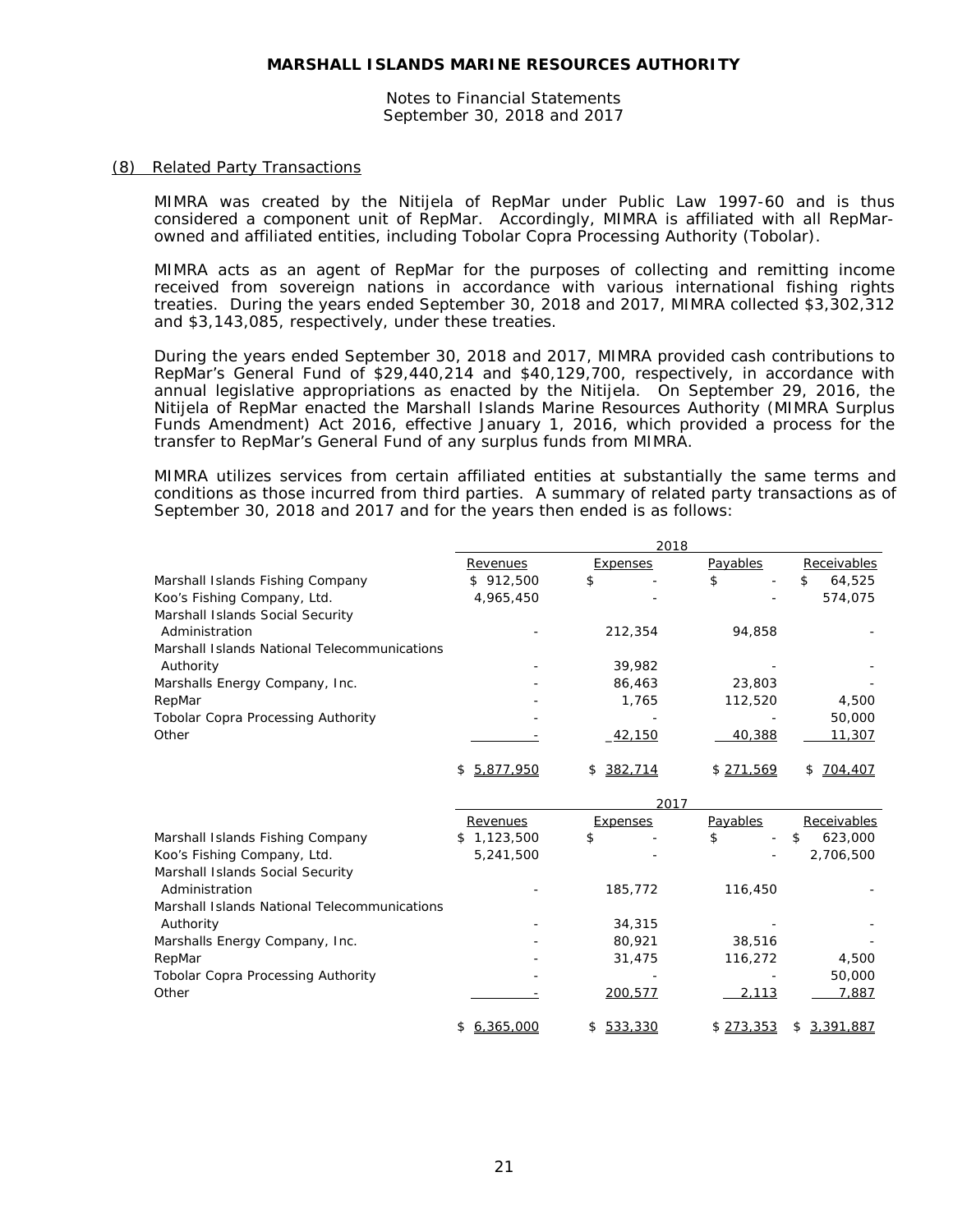# MARSHALL ISLANDS MARINE RESOURCES AUTHORITY

Notes to Financial Statements
September 30, 2018 and 2017

## (8) Related Party Transactions

MIMRA was created by the Nitijela of RepMar under Public Law 1997-60 and is thus considered a component unit of RepMar. Accordingly, MIMRA is affiliated with all RepMar-owned and affiliated entities, including Tobolar Copra Processing Authority (Tobolar).

MIMRA acts as an agent of RepMar for the purposes of collecting and remitting income received from sovereign nations in accordance with various international fishing rights treaties. During the years ended September 30, 2018 and 2017, MIMRA collected $3,302,312 and $3,143,085, respectively, under these treaties.

During the years ended September 30, 2018 and 2017, MIMRA provided cash contributions to RepMar's General Fund of $29,440,214 and $40,129,700, respectively, in accordance with annual legislative appropriations as enacted by the Nitijela. On September 29, 2016, the Nitijela of RepMar enacted the Marshall Islands Marine Resources Authority (MIMRA Surplus Funds Amendment) Act 2016, effective January 1, 2016, which provided a process for the transfer to RepMar's General Fund of any surplus funds from MIMRA.

MIMRA utilizes services from certain affiliated entities at substantially the same terms and conditions as those incurred from third parties. A summary of related party transactions as of September 30, 2018 and 2017 and for the years then ended is as follows:

| | 2018 | | | |
|---|---|---|---|---|
| | Revenues | Expenses | Payables | Receivables |
| Marshall Islands Fishing Company | $ 912,500 | $ - | $ - | $ 64,525 |
| Koo's Fishing Company, Ltd. | 4,965,450 | - | - | 574,075 |
| Marshall Islands Social Security Administration | - | 212,354 | 94,858 | - |
| Marshall Islands National Telecommunications Authority | - | 39,982 | - | - |
| Marshalls Energy Company, Inc. | - | 86,463 | 23,803 | - |
| RepMar | - | 1,765 | 112,520 | 4,500 |
| Tobolar Copra Processing Authority | - | - | - | 50,000 |
| Other | - | 42,150 | 40,388 | 11,307 |
| | $ 5,877,950 | $ 382,714 | $ 271,569 | $ 704,407 |

| | 2017 | | | |
|---|---|---|---|---|
| | Revenues | Expenses | Payables | Receivables |
| Marshall Islands Fishing Company | $ 1,123,500 | $ - | $ - | $ 623,000 |
| Koo's Fishing Company, Ltd. | 5,241,500 | - | - | 2,706,500 |
| Marshall Islands Social Security Administration | - | 185,772 | 116,450 | - |
| Marshall Islands National Telecommunications Authority | - | 34,315 | - | - |
| Marshalls Energy Company, Inc. | - | 80,921 | 38,516 | - |
| RepMar | - | 31,475 | 116,272 | 4,500 |
| Tobolar Copra Processing Authority | - | - | - | 50,000 |
| Other | - | 200,577 | 2,113 | 7,887 |
| | $ 6,365,000 | $ 533,330 | $ 273,353 | $ 3,391,887 |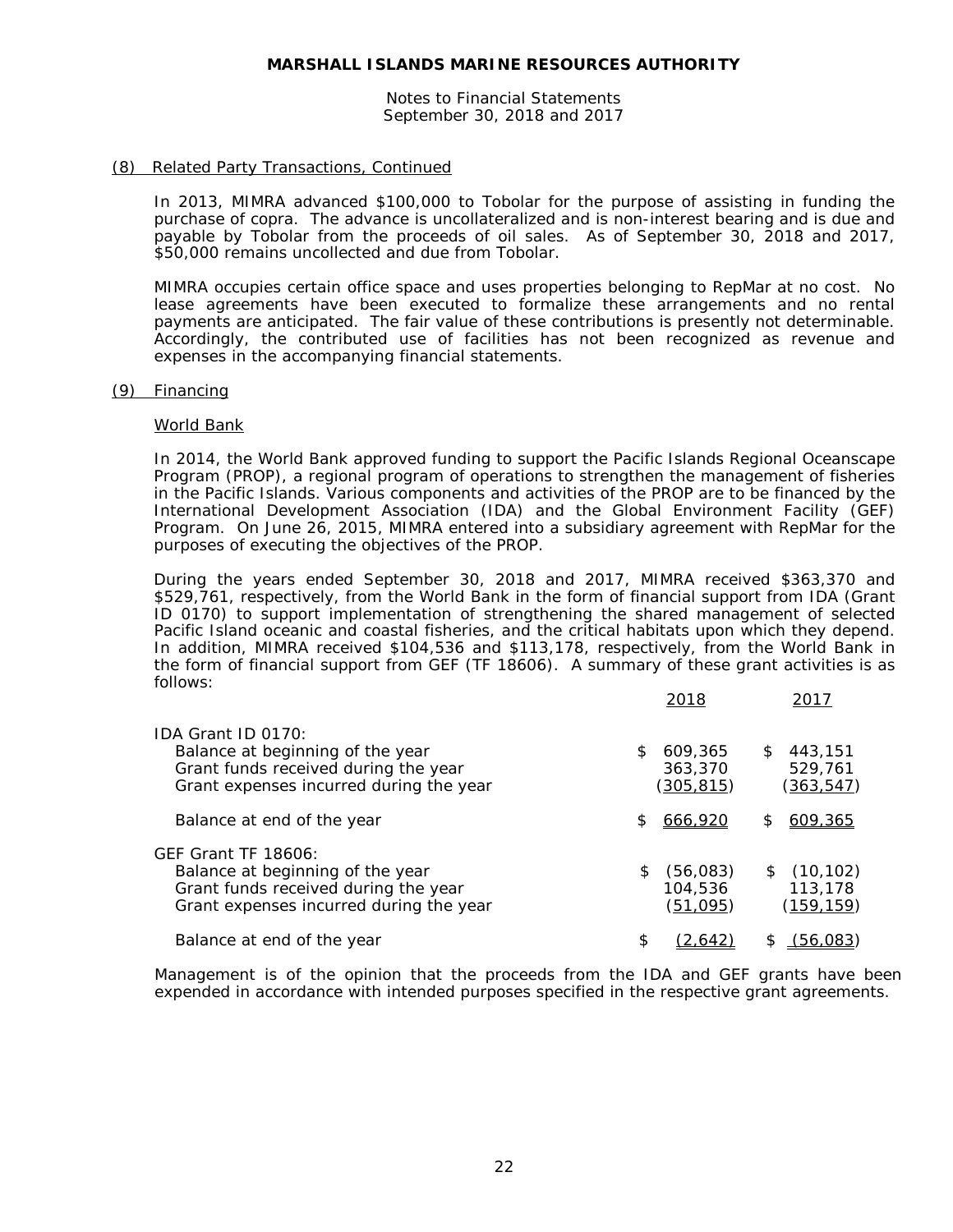## (8) Related Party Transactions, Continued

In 2013, MIMRA advanced $100,000 to Tobolar for the purpose of assisting in funding the purchase of copra. The advance is uncollateralized and is non-interest bearing and is due and payable by Tobolar from the proceeds of oil sales. As of September 30, 2018 and 2017, $50,000 remains uncollected and due from Tobolar.

MIMRA occupies certain office space and uses properties belonging to RepMar at no cost. No lease agreements have been executed to formalize these arrangements and no rental payments are anticipated. The fair value of these contributions is presently not determinable. Accordingly, the contributed use of facilities has not been recognized as revenue and expenses in the accompanying financial statements.

## (9) Financing

### World Bank

In 2014, the World Bank approved funding to support the Pacific Islands Regional Oceanscape Program (PROP), a regional program of operations to strengthen the management of fisheries in the Pacific Islands. Various components and activities of the PROP are to be financed by the International Development Association (IDA) and the Global Environment Facility (GEF) Program. On June 26, 2015, MIMRA entered into a subsidiary agreement with RepMar for the purposes of executing the objectives of the PROP.

During the years ended September 30, 2018 and 2017, MIMRA received $363,370 and $529,761, respectively, from the World Bank in the form of financial support from IDA (Grant ID 0170) to support implementation of strengthening the shared management of selected Pacific Island oceanic and coastal fisheries, and the critical habitats upon which they depend. In addition, MIMRA received $104,536 and $113,178, respectively, from the World Bank in the form of financial support from GEF (TF 18606). A summary of these grant activities is as follows:

| | 2018 | 2017 |
|---|---|---|
| IDA Grant ID 0170: | | |
| Balance at beginning of the year | $ 609,365 | $ 443,151 |
| Grant funds received during the year | 363,370 | 529,761 |
| Grant expenses incurred during the year | (305,815) | (363,547) |
| Balance at end of the year | $ 666,920 | $ 609,365 |
| GEF Grant TF 18606: | | |
| Balance at beginning of the year | $ (56,083) | $ (10,102) |
| Grant funds received during the year | 104,536 | 113,178 |
| Grant expenses incurred during the year | (51,095) | (159,159) |
| Balance at end of the year | $ (2,642) | $ (56,083) |

Management is of the opinion that the proceeds from the IDA and GEF grants have been expended in accordance with intended purposes specified in the respective grant agreements.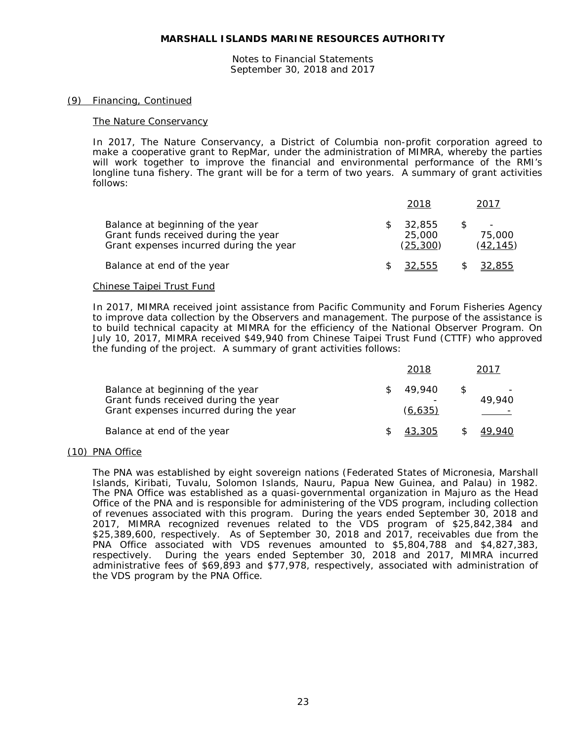## (9) Financing, Continued

### The Nature Conservancy

In 2017, The Nature Conservancy, a District of Columbia non-profit corporation agreed to make a cooperative grant to RepMar, under the administration of MIMRA, whereby the parties will work together to improve the financial and environmental performance of the RMI's longline tuna fishery. The grant will be for a term of two years. A summary of grant activities follows:

| | 2018 | 2017 |
|---|---|---|
| Balance at beginning of the year | $ 32,855 | $ - |
| Grant funds received during the year | 25,000 | 75,000 |
| Grant expenses incurred during the year | (25,300) | (42,145) |
| Balance at end of the year | $ 32,555 | $ 32,855 |

### Chinese Taipei Trust Fund

In 2017, MIMRA received joint assistance from Pacific Community and Forum Fisheries Agency to improve data collection by the Observers and management. The purpose of the assistance is to build technical capacity at MIMRA for the efficiency of the National Observer Program. On July 10, 2017, MIMRA received $49,940 from Chinese Taipei Trust Fund (CTTF) who approved the funding of the project. A summary of grant activities follows:

| | 2018 | 2017 |
|---|---|---|
| Balance at beginning of the year | $ 49,940 | $ - |
| Grant funds received during the year | - | 49,940 |
| Grant expenses incurred during the year | (6,635) | - |
| Balance at end of the year | $ 43,305 | $ 49,940 |

## (10) PNA Office

The PNA was established by eight sovereign nations (Federated States of Micronesia, Marshall Islands, Kiribati, Tuvalu, Solomon Islands, Nauru, Papua New Guinea, and Palau) in 1982. The PNA Office was established as a quasi-governmental organization in Majuro as the Head Office of the PNA and is responsible for administering of the VDS program, including collection of revenues associated with this program. During the years ended September 30, 2018 and 2017, MIMRA recognized revenues related to the VDS program of $25,842,384 and $25,389,600, respectively. As of September 30, 2018 and 2017, receivables due from the PNA Office associated with VDS revenues amounted to $5,804,788 and $4,827,383, respectively. During the years ended September 30, 2018 and 2017, MIMRA incurred administrative fees of $69,893 and $77,978, respectively, associated with administration of the VDS program by the PNA Office.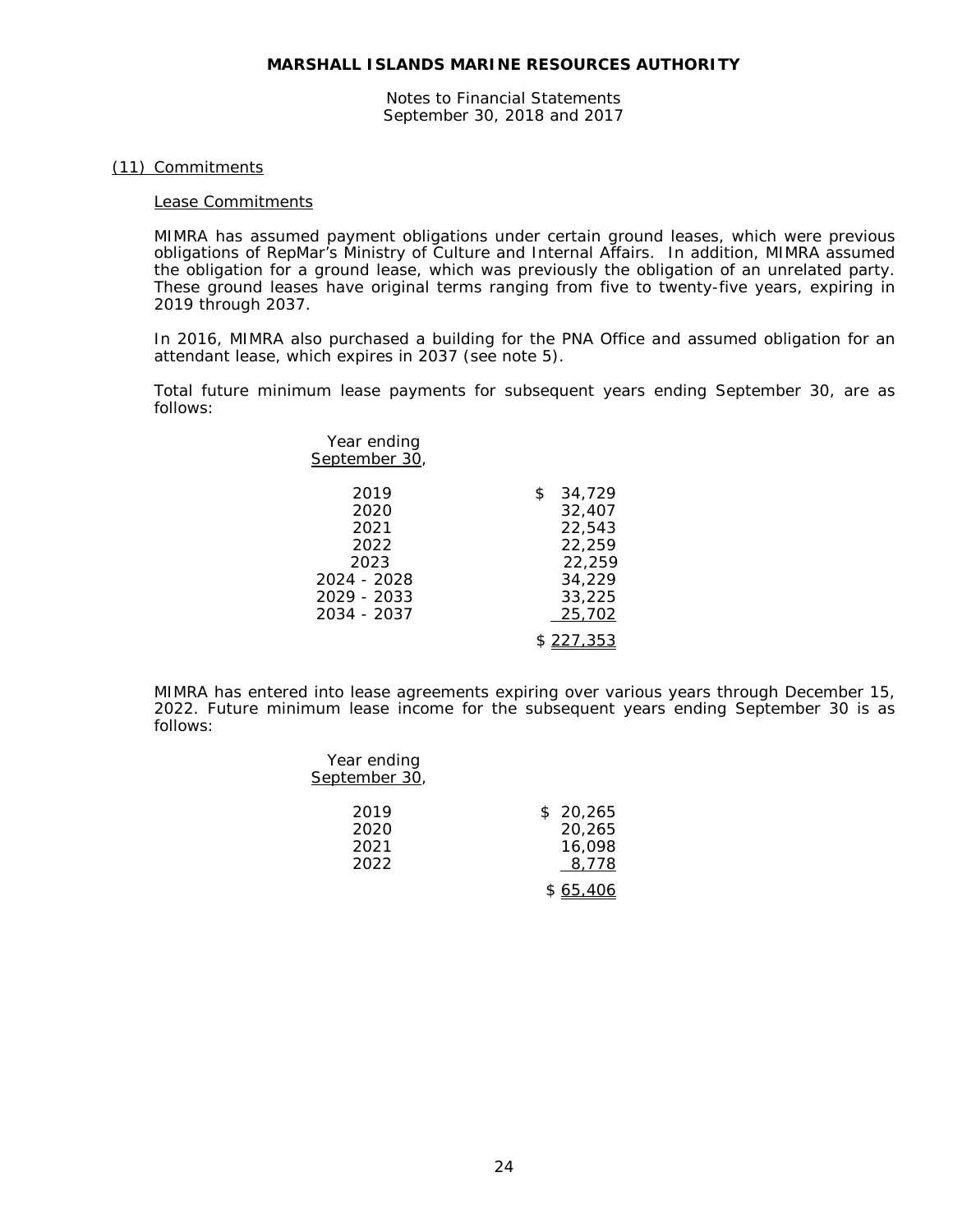# MARSHALL ISLANDS MARINE RESOURCES AUTHORITY

Notes to Financial Statements
September 30, 2018 and 2017

## (11) Commitments

### Lease Commitments

MIMRA has assumed payment obligations under certain ground leases, which were previous obligations of RepMar's Ministry of Culture and Internal Affairs. In addition, MIMRA assumed the obligation for a ground lease, which was previously the obligation of an unrelated party. These ground leases have original terms ranging from five to twenty-five years, expiring in 2019 through 2037.

In 2016, MIMRA also purchased a building for the PNA Office and assumed obligation for an attendant lease, which expires in 2037 (see note 5).

Total future minimum lease payments for subsequent years ending September 30, are as follows:

| Year ending September 30, | |
|---|---|
| 2019 | $ 34,729 |
| 2020 | 32,407 |
| 2021 | 22,543 |
| 2022 | 22,259 |
| 2023 | 22,259 |
| 2024 - 2028 | 34,229 |
| 2029 - 2033 | 33,225 |
| 2034 - 2037 | 25,702 |
| | $ 227,353 |

MIMRA has entered into lease agreements expiring over various years through December 15, 2022. Future minimum lease income for the subsequent years ending September 30 is as follows:

| Year ending September 30, | |
|---|---|
| 2019 | $ 20,265 |
| 2020 | 20,265 |
| 2021 | 16,098 |
| 2022 | 8,778 |
| | $ 65,406 |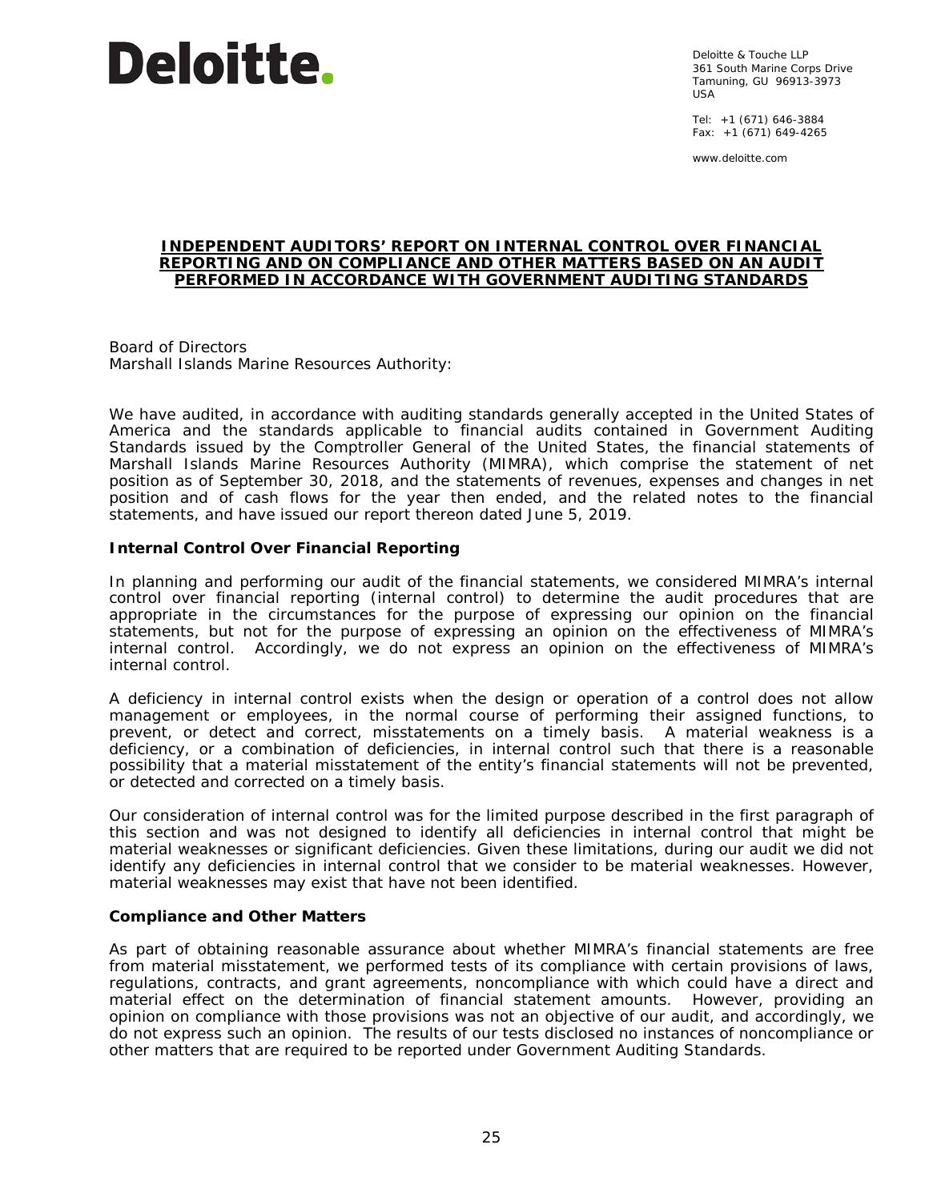# Deloitte.

Deloitte & Touche LLP
361 South Marine Corps Drive
Tamuning, GU 96913-3973
USA

Tel: +1 (671) 646-3884
Fax: +1 (671) 649-4265

www.deloitte.com

## INDEPENDENT AUDITORS' REPORT ON INTERNAL CONTROL OVER FINANCIAL REPORTING AND ON COMPLIANCE AND OTHER MATTERS BASED ON AN AUDIT PERFORMED IN ACCORDANCE WITH GOVERNMENT AUDITING STANDARDS

Board of Directors
Marshall Islands Marine Resources Authority:

We have audited, in accordance with auditing standards generally accepted in the United States of America and the standards applicable to financial audits contained in Government Auditing Standards issued by the Comptroller General of the United States, the financial statements of Marshall Islands Marine Resources Authority (MIMRA), which comprise the statement of net position as of September 30, 2018, and the statements of revenues, expenses and changes in net position and of cash flows for the year then ended, and the related notes to the financial statements, and have issued our report thereon dated June 5, 2019.

### Internal Control Over Financial Reporting

In planning and performing our audit of the financial statements, we considered MIMRA's internal control over financial reporting (internal control) to determine the audit procedures that are appropriate in the circumstances for the purpose of expressing our opinion on the financial statements, but not for the purpose of expressing an opinion on the effectiveness of MIMRA's internal control. Accordingly, we do not express an opinion on the effectiveness of MIMRA's internal control.

A deficiency in internal control exists when the design or operation of a control does not allow management or employees, in the normal course of performing their assigned functions, to prevent, or detect and correct, misstatements on a timely basis. A material weakness is a deficiency, or a combination of deficiencies, in internal control such that there is a reasonable possibility that a material misstatement of the entity's financial statements will not be prevented, or detected and corrected on a timely basis.

Our consideration of internal control was for the limited purpose described in the first paragraph of this section and was not designed to identify all deficiencies in internal control that might be material weaknesses or significant deficiencies. Given these limitations, during our audit we did not identify any deficiencies in internal control that we consider to be material weaknesses. However, material weaknesses may exist that have not been identified.

### Compliance and Other Matters

As part of obtaining reasonable assurance about whether MIMRA's financial statements are free from material misstatement, we performed tests of its compliance with certain provisions of laws, regulations, contracts, and grant agreements, noncompliance with which could have a direct and material effect on the determination of financial statement amounts. However, providing an opinion on compliance with those provisions was not an objective of our audit, and accordingly, we do not express such an opinion. The results of our tests disclosed no instances of noncompliance or other matters that are required to be reported under Government Auditing Standards.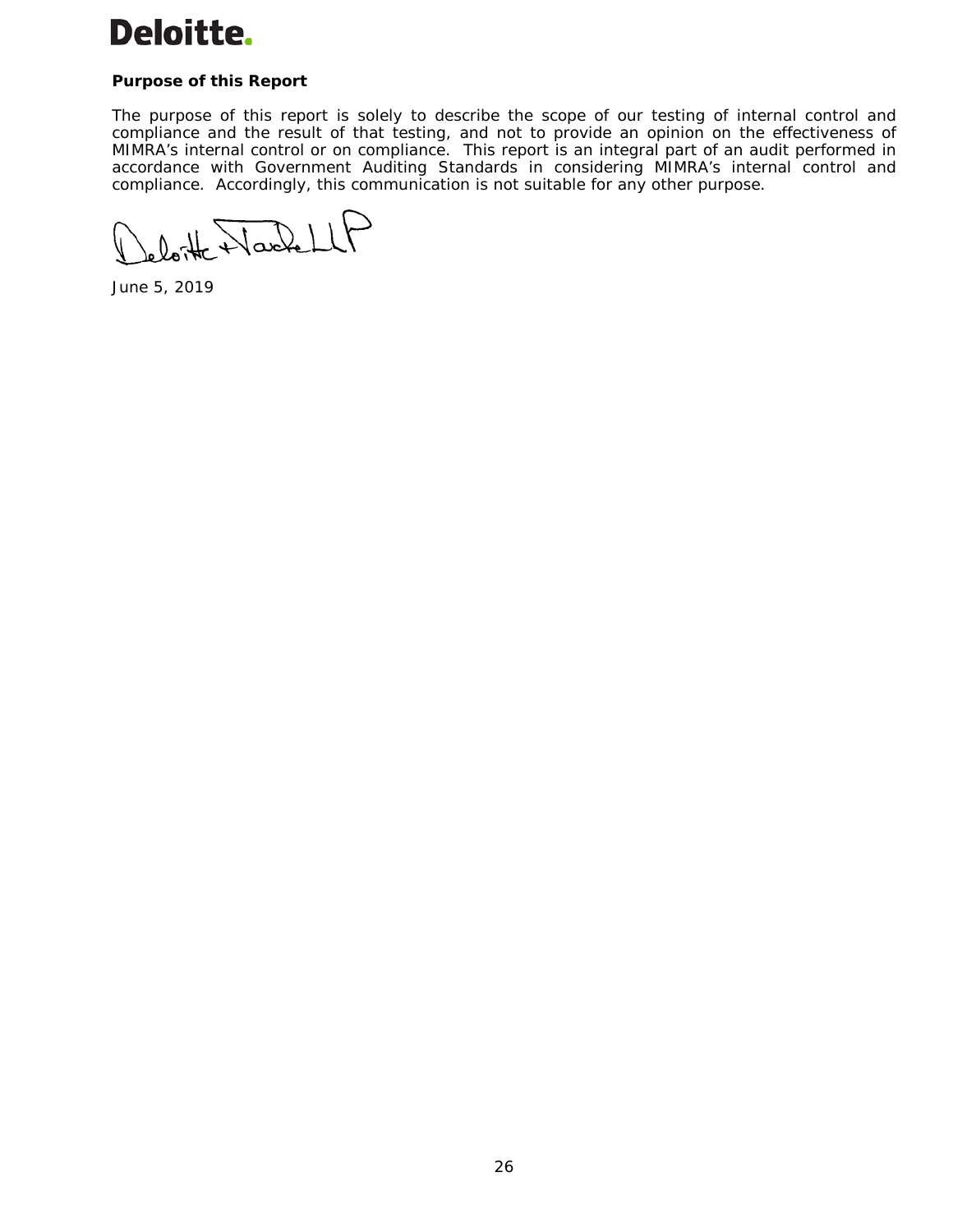**Purpose of this Report**

The purpose of this report is solely to describe the scope of our testing of internal control and compliance and the result of that testing, and not to provide an opinion on the effectiveness of MIMRA's internal control or on compliance. This report is an integral part of an audit performed in accordance with Government Auditing Standards in considering MIMRA's internal control and compliance. Accordingly, this communication is not suitable for any other purpose.

Deloitte & Touche LLP

June 5, 2019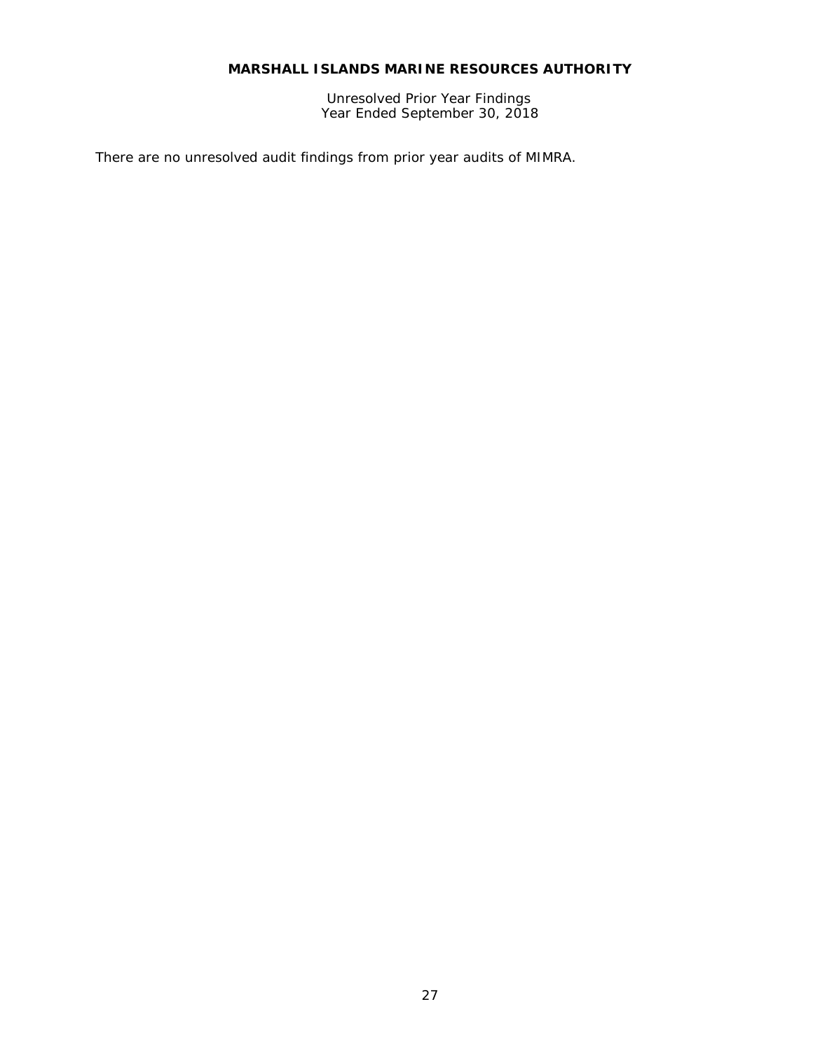# MARSHALL ISLANDS MARINE RESOURCES AUTHORITY

Unresolved Prior Year Findings
Year Ended September 30, 2018

There are no unresolved audit findings from prior year audits of MIMRA.